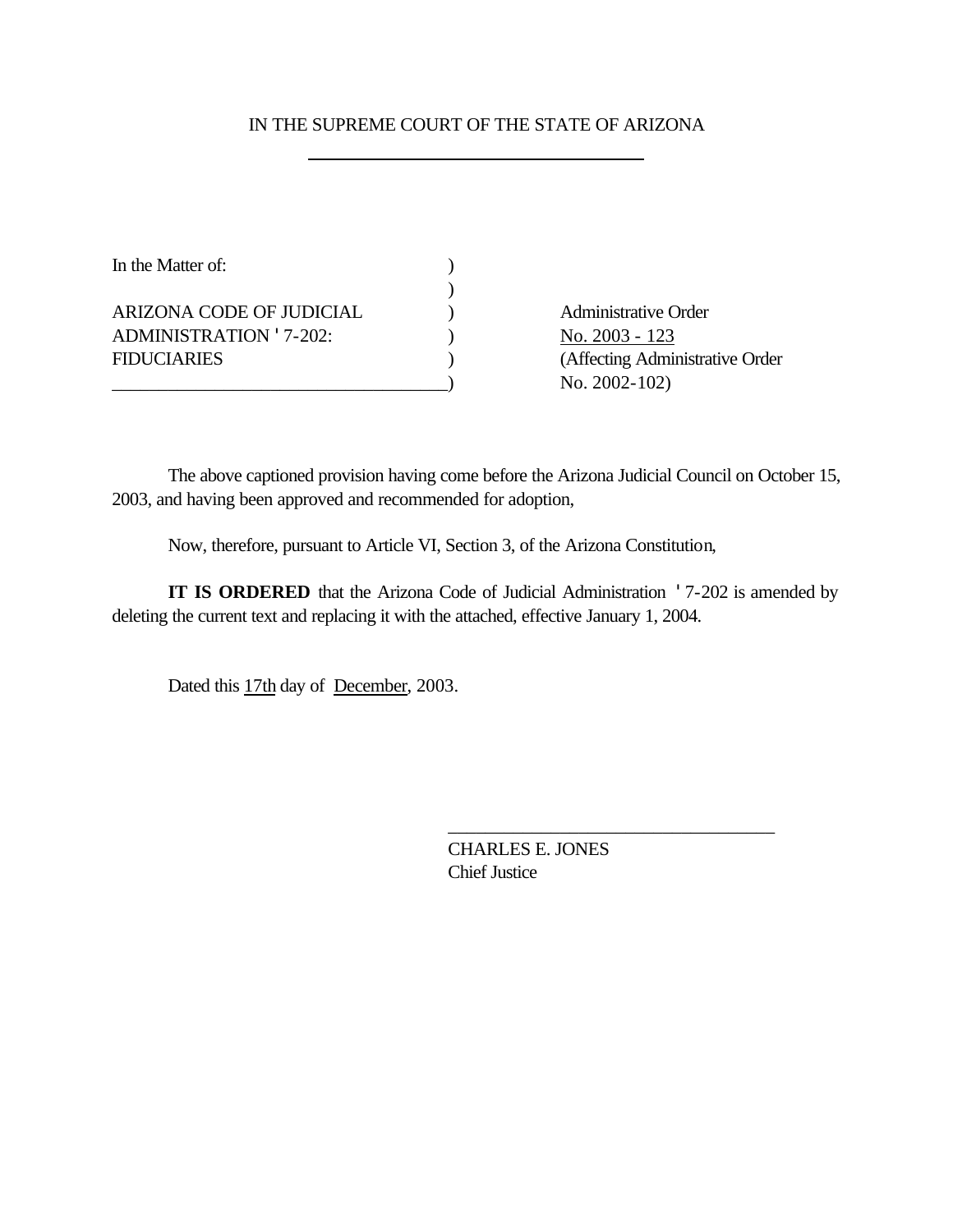IN THE SUPREME COURT OF THE STATE OF ARIZONA

| | | |
|---|---|---|
| In the Matter of: | ) | |
| | ) | |
| ARIZONA CODE OF JUDICIAL | ) | Administrative Order |
| ADMINISTRATION ' 7-202: | ) | No. 2003 - 123 |
| FIDUCIARIES | ) | (Affecting Administrative Order |
| ____________________________________ | ) | No. 2002-102) |

The above captioned provision having come before the Arizona Judicial Council on October 15, 2003, and having been approved and recommended for adoption,

Now, therefore, pursuant to Article VI, Section 3, of the Arizona Constitution,

**IT IS ORDERED** that the Arizona Code of Judicial Administration ' 7-202 is amended by deleting the current text and replacing it with the attached, effective January 1, 2004.

Dated this 17th day of December, 2003.

___________________________________
CHARLES E. JONES
Chief Justice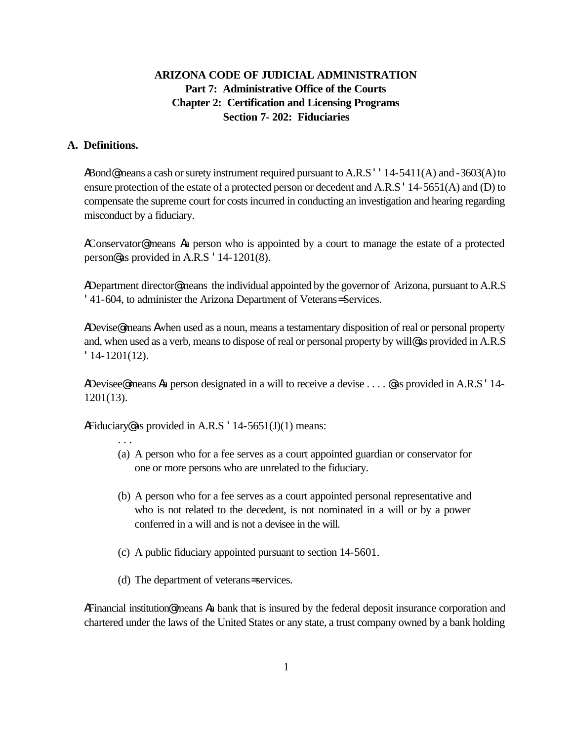**ARIZONA CODE OF JUDICIAL ADMINISTRATION**
**Part 7: Administrative Office of the Courts**
**Chapter 2: Certification and Licensing Programs**
**Section 7- 202: Fiduciaries**

## A. Definitions.

ABond@ means a cash or surety instrument required pursuant to A.R.S ' ' 14-5411(A) and -3603(A) to ensure protection of the estate of a protected person or decedent and A.R.S ' 14-5651(A) and (D) to compensate the supreme court for costs incurred in conducting an investigation and hearing regarding misconduct by a fiduciary.

AConservator@ means Aa person who is appointed by a court to manage the estate of a protected person@ as provided in A.R.S ' 14-1201(8).

ADepartment director@ means the individual appointed by the governor of Arizona, pursuant to A.R.S ' 41-604, to administer the Arizona Department of Veterans= Services.

ADevise@ means Awhen used as a noun, means a testamentary disposition of real or personal property and, when used as a verb, means to dispose of real or personal property by will@ as provided in A.R.S ' 14-1201(12).

ADevisee@ means Aa person designated in a will to receive a devise . . . . @ as provided in A.R.S ' 14-1201(13).

AFiduciary@ as provided in A.R.S ' 14-5651(J)(1) means:

. . .

(a) A person who for a fee serves as a court appointed guardian or conservator for one or more persons who are unrelated to the fiduciary.

(b) A person who for a fee serves as a court appointed personal representative and who is not related to the decedent, is not nominated in a will or by a power conferred in a will and is not a devisee in the will.

(c) A public fiduciary appointed pursuant to section 14-5601.

(d) The department of veterans= services.

AFinancial institution@ means Aa bank that is insured by the federal deposit insurance corporation and chartered under the laws of the United States or any state, a trust company owned by a bank holding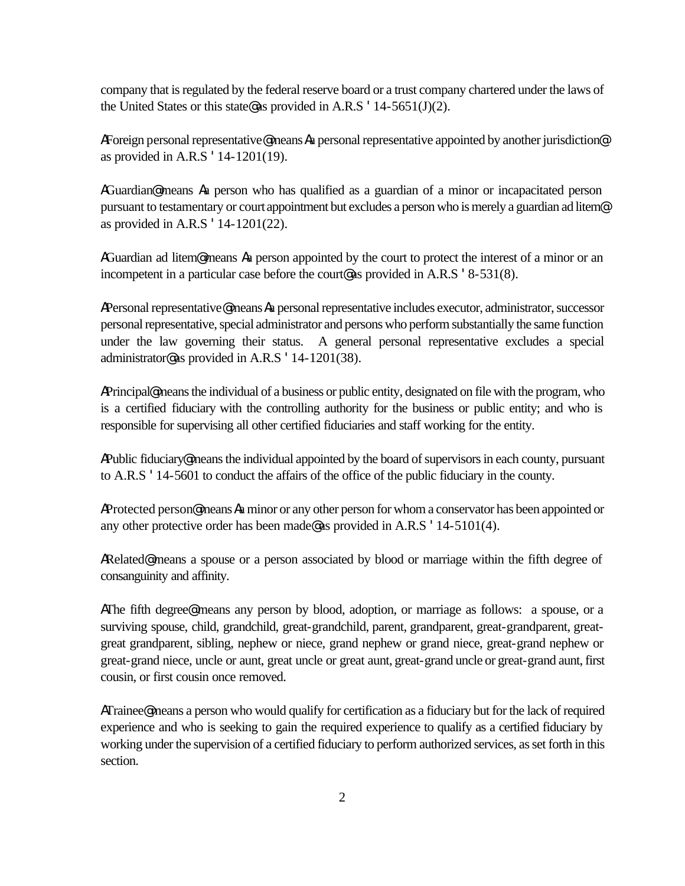company that is regulated by the federal reserve board or a trust company chartered under the laws of the United States or this state@ as provided in A.R.S ' 14-5651(J)(2).

AForeign personal representative@ means Aa personal representative appointed by another jurisdiction@ as provided in A.R.S ' 14-1201(19).

AGuardian@ means Aa person who has qualified as a guardian of a minor or incapacitated person pursuant to testamentary or court appointment but excludes a person who is merely a guardian ad litem@ as provided in A.R.S ' 14-1201(22).

AGuardian ad litem@ means Aa person appointed by the court to protect the interest of a minor or an incompetent in a particular case before the court@ as provided in A.R.S ' 8-531(8).

APersonal representative@ means Aa personal representative includes executor, administrator, successor personal representative, special administrator and persons who perform substantially the same function under the law governing their status. A general personal representative excludes a special administrator@ as provided in A.R.S ' 14-1201(38).

APrincipal@ means the individual of a business or public entity, designated on file with the program, who is a certified fiduciary with the controlling authority for the business or public entity; and who is responsible for supervising all other certified fiduciaries and staff working for the entity.

APublic fiduciary@ means the individual appointed by the board of supervisors in each county, pursuant to A.R.S ' 14-5601 to conduct the affairs of the office of the public fiduciary in the county.

AProtected person@ means Aa minor or any other person for whom a conservator has been appointed or any other protective order has been made@ as provided in A.R.S ' 14-5101(4).

ARelated@ means a spouse or a person associated by blood or marriage within the fifth degree of consanguinity and affinity.

AThe fifth degree@ means any person by blood, adoption, or marriage as follows: a spouse, or a surviving spouse, child, grandchild, great-grandchild, parent, grandparent, great-grandparent, great-great grandparent, sibling, nephew or niece, grand nephew or grand niece, great-grand nephew or great-grand niece, uncle or aunt, great uncle or great aunt, great-grand uncle or great-grand aunt, first cousin, or first cousin once removed.

ATrainee@ means a person who would qualify for certification as a fiduciary but for the lack of required experience and who is seeking to gain the required experience to qualify as a certified fiduciary by working under the supervision of a certified fiduciary to perform authorized services, as set forth in this section.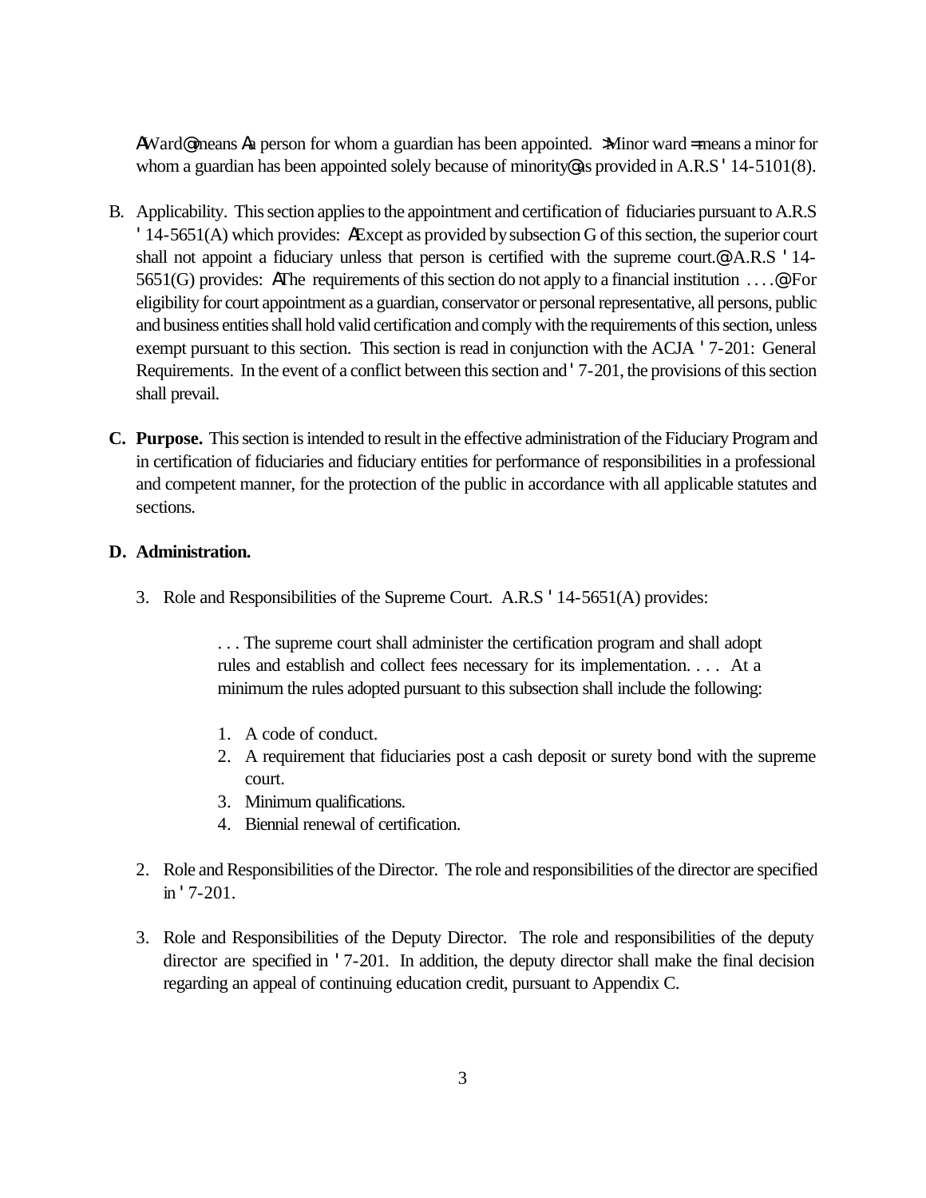AWard@ means Aa person for whom a guardian has been appointed. >Minor ward= means a minor for whom a guardian has been appointed solely because of minority@ as provided in A.R.S ' 14-5101(8).

B. Applicability. This section applies to the appointment and certification of fiduciaries pursuant to A.R.S ' 14-5651(A) which provides: AExcept as provided by subsection G of this section, the superior court shall not appoint a fiduciary unless that person is certified with the supreme court.@ A.R.S ' 14-5651(G) provides: AThe requirements of this section do not apply to a financial institution . . . .@ For eligibility for court appointment as a guardian, conservator or personal representative, all persons, public and business entities shall hold valid certification and comply with the requirements of this section, unless exempt pursuant to this section. This section is read in conjunction with the ACJA ' 7-201: General Requirements. In the event of a conflict between this section and ' 7-201, the provisions of this section shall prevail.

**C. Purpose.** This section is intended to result in the effective administration of the Fiduciary Program and in certification of fiduciaries and fiduciary entities for performance of responsibilities in a professional and competent manner, for the protection of the public in accordance with all applicable statutes and sections.

**D. Administration.**

3. Role and Responsibilities of the Supreme Court. A.R.S ' 14-5651(A) provides:

> . . . The supreme court shall administer the certification program and shall adopt rules and establish and collect fees necessary for its implementation. . . . At a minimum the rules adopted pursuant to this subsection shall include the following:
>
> 1. A code of conduct.
> 2. A requirement that fiduciaries post a cash deposit or surety bond with the supreme court.
> 3. Minimum qualifications.
> 4. Biennial renewal of certification.

2. Role and Responsibilities of the Director. The role and responsibilities of the director are specified in ' 7-201.

3. Role and Responsibilities of the Deputy Director. The role and responsibilities of the deputy director are specified in ' 7-201. In addition, the deputy director shall make the final decision regarding an appeal of continuing education credit, pursuant to Appendix C.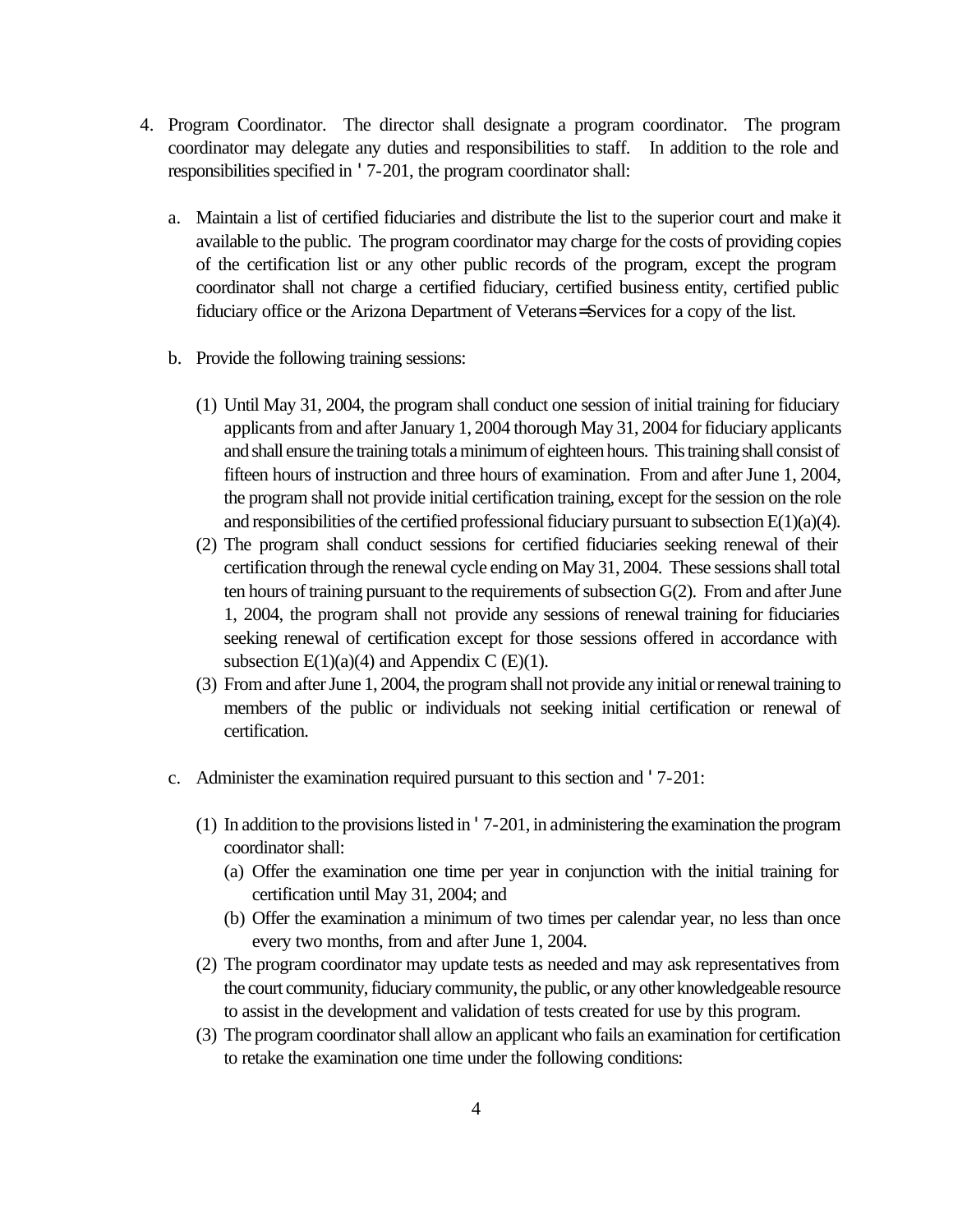4. Program Coordinator. The director shall designate a program coordinator. The program coordinator may delegate any duties and responsibilities to staff. In addition to the role and responsibilities specified in ' 7-201, the program coordinator shall:

   a. Maintain a list of certified fiduciaries and distribute the list to the superior court and make it available to the public. The program coordinator may charge for the costs of providing copies of the certification list or any other public records of the program, except the program coordinator shall not charge a certified fiduciary, certified business entity, certified public fiduciary office or the Arizona Department of Veterans=Services for a copy of the list.

   b. Provide the following training sessions:

      (1) Until May 31, 2004, the program shall conduct one session of initial training for fiduciary applicants from and after January 1, 2004 thorough May 31, 2004 for fiduciary applicants and shall ensure the training totals a minimum of eighteen hours. This training shall consist of fifteen hours of instruction and three hours of examination. From and after June 1, 2004, the program shall not provide initial certification training, except for the session on the role and responsibilities of the certified professional fiduciary pursuant to subsection E(1)(a)(4).
      (2) The program shall conduct sessions for certified fiduciaries seeking renewal of their certification through the renewal cycle ending on May 31, 2004. These sessions shall total ten hours of training pursuant to the requirements of subsection G(2). From and after June 1, 2004, the program shall not provide any sessions of renewal training for fiduciaries seeking renewal of certification except for those sessions offered in accordance with subsection E(1)(a)(4) and Appendix C (E)(1).
      (3) From and after June 1, 2004, the program shall not provide any initial or renewal training to members of the public or individuals not seeking initial certification or renewal of certification.

   c. Administer the examination required pursuant to this section and ' 7-201:

      (1) In addition to the provisions listed in ' 7-201, in administering the examination the program coordinator shall:
         (a) Offer the examination one time per year in conjunction with the initial training for certification until May 31, 2004; and
         (b) Offer the examination a minimum of two times per calendar year, no less than once every two months, from and after June 1, 2004.
      (2) The program coordinator may update tests as needed and may ask representatives from the court community, fiduciary community, the public, or any other knowledgeable resource to assist in the development and validation of tests created for use by this program.
      (3) The program coordinator shall allow an applicant who fails an examination for certification to retake the examination one time under the following conditions: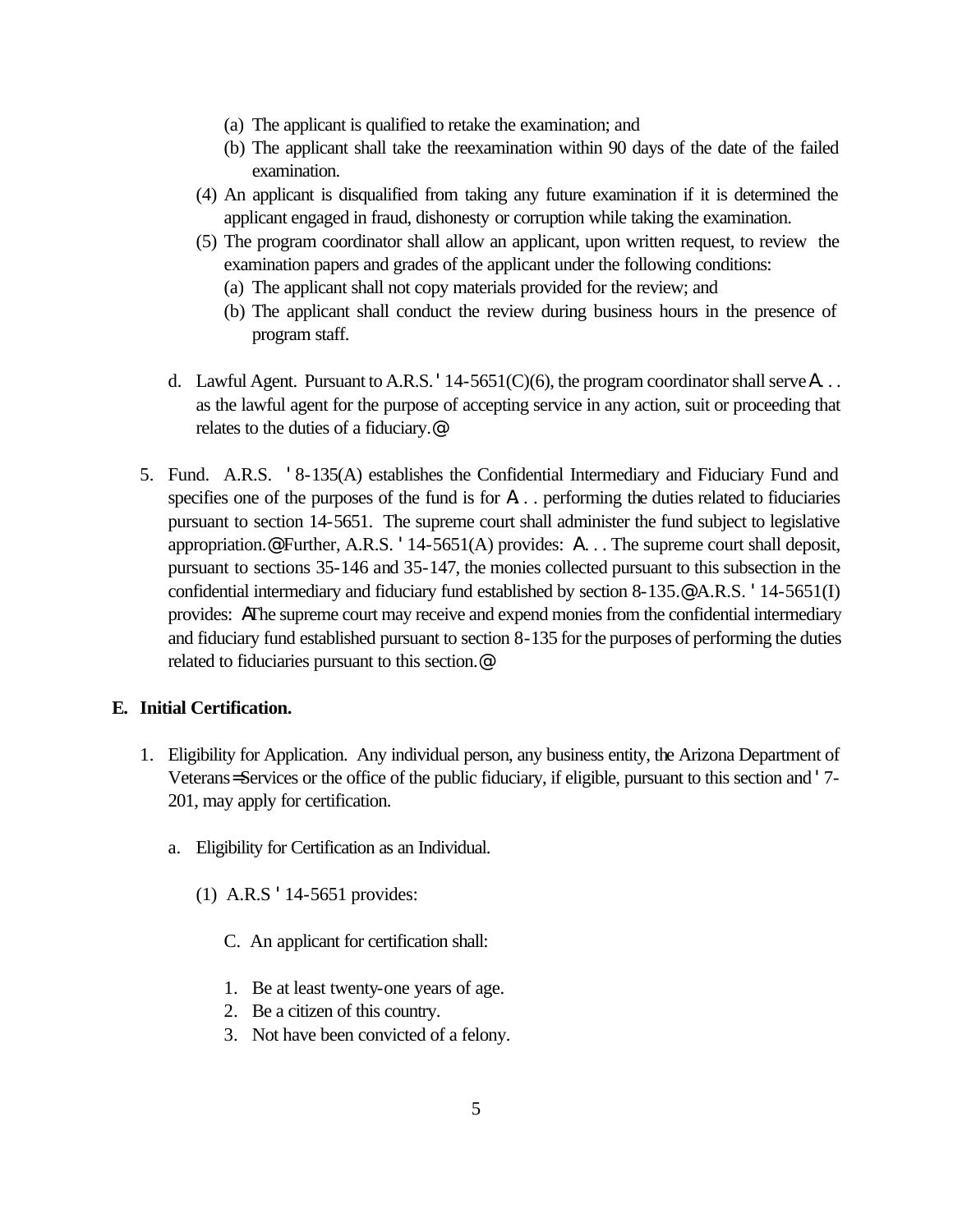(a) The applicant is qualified to retake the examination; and

(b) The applicant shall take the reexamination within 90 days of the date of the failed examination.

(4) An applicant is disqualified from taking any future examination if it is determined the applicant engaged in fraud, dishonesty or corruption while taking the examination.

(5) The program coordinator shall allow an applicant, upon written request, to review the examination papers and grades of the applicant under the following conditions:

(a) The applicant shall not copy materials provided for the review; and

(b) The applicant shall conduct the review during business hours in the presence of program staff.

d. Lawful Agent. Pursuant to A.R.S. ' 14-5651(C)(6), the program coordinator shall serve A. . . as the lawful agent for the purpose of accepting service in any action, suit or proceeding that relates to the duties of a fiduciary.@

5. Fund. A.R.S. ' 8-135(A) establishes the Confidential Intermediary and Fiduciary Fund and specifies one of the purposes of the fund is for A. . . performing the duties related to fiduciaries pursuant to section 14-5651. The supreme court shall administer the fund subject to legislative appropriation.@ Further, A.R.S. ' 14-5651(A) provides: A. . . The supreme court shall deposit, pursuant to sections 35-146 and 35-147, the monies collected pursuant to this subsection in the confidential intermediary and fiduciary fund established by section 8-135.@ A.R.S. ' 14-5651(I) provides: AThe supreme court may receive and expend monies from the confidential intermediary and fiduciary fund established pursuant to section 8-135 for the purposes of performing the duties related to fiduciaries pursuant to this section.@

**E. Initial Certification.**

1. Eligibility for Application. Any individual person, any business entity, the Arizona Department of Veterans=Services or the office of the public fiduciary, if eligible, pursuant to this section and ' 7-201, may apply for certification.

a. Eligibility for Certification as an Individual.

(1) A.R.S ' 14-5651 provides:

C. An applicant for certification shall:

1. Be at least twenty-one years of age.
2. Be a citizen of this country.
3. Not have been convicted of a felony.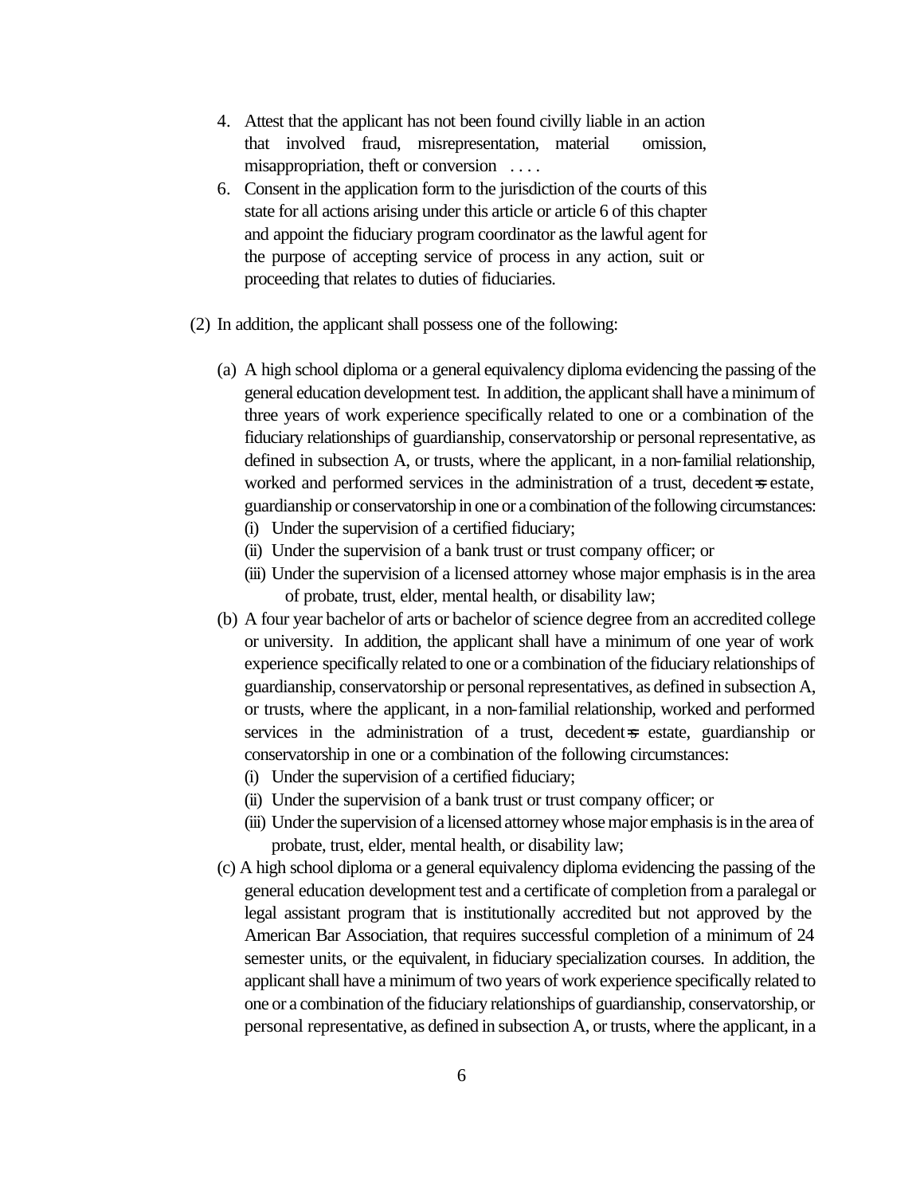4. Attest that the applicant has not been found civilly liable in an action that involved fraud, misrepresentation, material omission, misappropriation, theft or conversion . . . .
6. Consent in the application form to the jurisdiction of the courts of this state for all actions arising under this article or article 6 of this chapter and appoint the fiduciary program coordinator as the lawful agent for the purpose of accepting service of process in any action, suit or proceeding that relates to duties of fiduciaries.

(2) In addition, the applicant shall possess one of the following:

(a) A high school diploma or a general equivalency diploma evidencing the passing of the general education development test. In addition, the applicant shall have a minimum of three years of work experience specifically related to one or a combination of the fiduciary relationships of guardianship, conservatorship or personal representative, as defined in subsection A, or trusts, where the applicant, in a non-familial relationship, worked and performed services in the administration of a trust, decedent=s estate, guardianship or conservatorship in one or a combination of the following circumstances:
   (i) Under the supervision of a certified fiduciary;
   (ii) Under the supervision of a bank trust or trust company officer; or
   (iii) Under the supervision of a licensed attorney whose major emphasis is in the area of probate, trust, elder, mental health, or disability law;

(b) A four year bachelor of arts or bachelor of science degree from an accredited college or university. In addition, the applicant shall have a minimum of one year of work experience specifically related to one or a combination of the fiduciary relationships of guardianship, conservatorship or personal representatives, as defined in subsection A, or trusts, where the applicant, in a non-familial relationship, worked and performed services in the administration of a trust, decedent=s estate, guardianship or conservatorship in one or a combination of the following circumstances:
   (i) Under the supervision of a certified fiduciary;
   (ii) Under the supervision of a bank trust or trust company officer; or
   (iii) Under the supervision of a licensed attorney whose major emphasis is in the area of probate, trust, elder, mental health, or disability law;

(c) A high school diploma or a general equivalency diploma evidencing the passing of the general education development test and a certificate of completion from a paralegal or legal assistant program that is institutionally accredited but not approved by the American Bar Association, that requires successful completion of a minimum of 24 semester units, or the equivalent, in fiduciary specialization courses. In addition, the applicant shall have a minimum of two years of work experience specifically related to one or a combination of the fiduciary relationships of guardianship, conservatorship, or personal representative, as defined in subsection A, or trusts, where the applicant, in a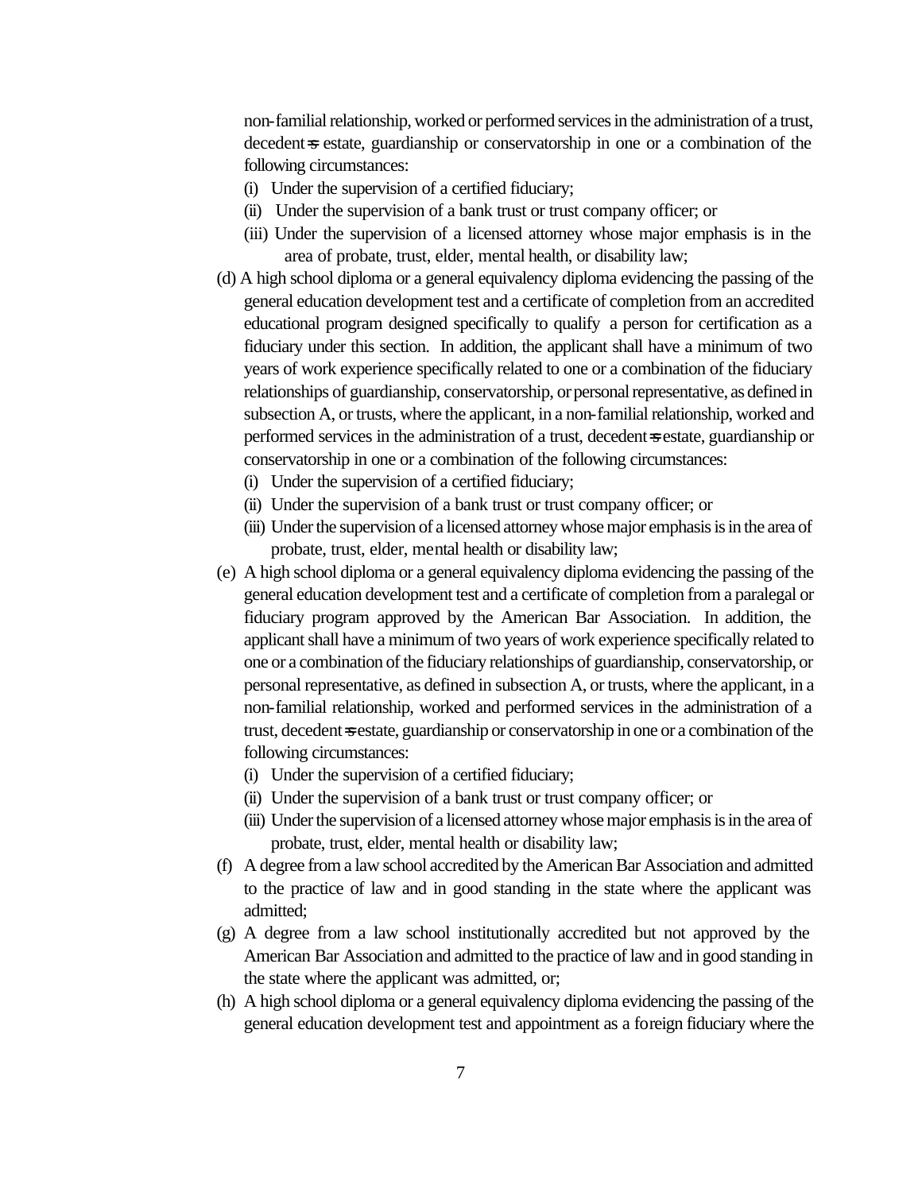non-familial relationship, worked or performed services in the administration of a trust, decedent=s estate, guardianship or conservatorship in one or a combination of the following circumstances:

(i) Under the supervision of a certified fiduciary;

(ii) Under the supervision of a bank trust or trust company officer; or

(iii) Under the supervision of a licensed attorney whose major emphasis is in the area of probate, trust, elder, mental health, or disability law;

(d) A high school diploma or a general equivalency diploma evidencing the passing of the general education development test and a certificate of completion from an accredited educational program designed specifically to qualify a person for certification as a fiduciary under this section. In addition, the applicant shall have a minimum of two years of work experience specifically related to one or a combination of the fiduciary relationships of guardianship, conservatorship, or personal representative, as defined in subsection A, or trusts, where the applicant, in a non-familial relationship, worked and performed services in the administration of a trust, decedent=s estate, guardianship or conservatorship in one or a combination of the following circumstances:

(i) Under the supervision of a certified fiduciary;

(ii) Under the supervision of a bank trust or trust company officer; or

(iii) Under the supervision of a licensed attorney whose major emphasis is in the area of probate, trust, elder, mental health or disability law;

(e) A high school diploma or a general equivalency diploma evidencing the passing of the general education development test and a certificate of completion from a paralegal or fiduciary program approved by the American Bar Association. In addition, the applicant shall have a minimum of two years of work experience specifically related to one or a combination of the fiduciary relationships of guardianship, conservatorship, or personal representative, as defined in subsection A, or trusts, where the applicant, in a non-familial relationship, worked and performed services in the administration of a trust, decedent=s estate, guardianship or conservatorship in one or a combination of the following circumstances:

(i) Under the supervision of a certified fiduciary;

(ii) Under the supervision of a bank trust or trust company officer; or

(iii) Under the supervision of a licensed attorney whose major emphasis is in the area of probate, trust, elder, mental health or disability law;

(f) A degree from a law school accredited by the American Bar Association and admitted to the practice of law and in good standing in the state where the applicant was admitted;

(g) A degree from a law school institutionally accredited but not approved by the American Bar Association and admitted to the practice of law and in good standing in the state where the applicant was admitted, or;

(h) A high school diploma or a general equivalency diploma evidencing the passing of the general education development test and appointment as a foreign fiduciary where the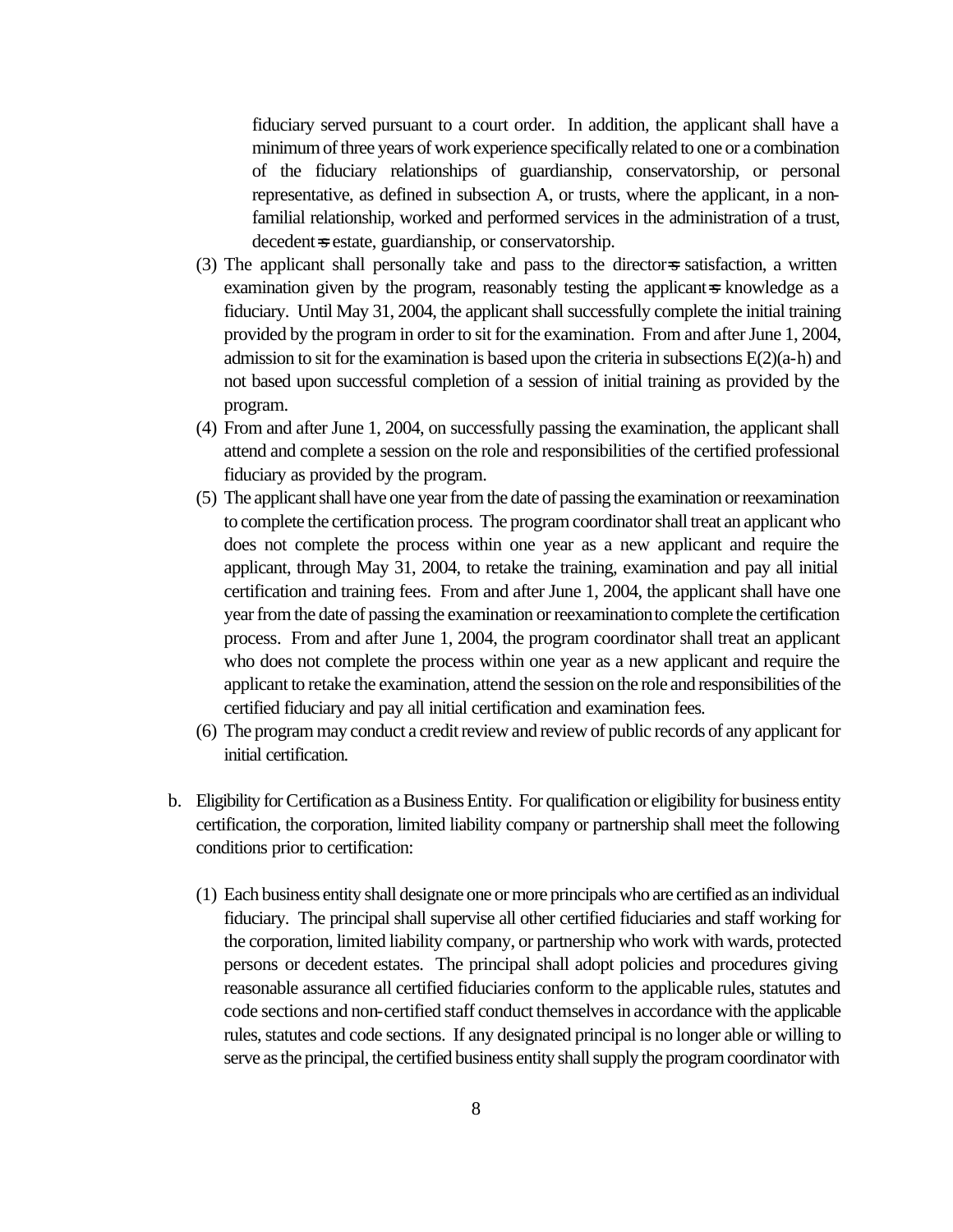fiduciary served pursuant to a court order. In addition, the applicant shall have a minimum of three years of work experience specifically related to one or a combination of the fiduciary relationships of guardianship, conservatorship, or personal representative, as defined in subsection A, or trusts, where the applicant, in a non-familial relationship, worked and performed services in the administration of a trust, decedent=s estate, guardianship, or conservatorship.

(3) The applicant shall personally take and pass to the director=s satisfaction, a written examination given by the program, reasonably testing the applicant=s knowledge as a fiduciary. Until May 31, 2004, the applicant shall successfully complete the initial training provided by the program in order to sit for the examination. From and after June 1, 2004, admission to sit for the examination is based upon the criteria in subsections E(2)(a-h) and not based upon successful completion of a session of initial training as provided by the program.

(4) From and after June 1, 2004, on successfully passing the examination, the applicant shall attend and complete a session on the role and responsibilities of the certified professional fiduciary as provided by the program.

(5) The applicant shall have one year from the date of passing the examination or reexamination to complete the certification process. The program coordinator shall treat an applicant who does not complete the process within one year as a new applicant and require the applicant, through May 31, 2004, to retake the training, examination and pay all initial certification and training fees. From and after June 1, 2004, the applicant shall have one year from the date of passing the examination or reexamination to complete the certification process. From and after June 1, 2004, the program coordinator shall treat an applicant who does not complete the process within one year as a new applicant and require the applicant to retake the examination, attend the session on the role and responsibilities of the certified fiduciary and pay all initial certification and examination fees.

(6) The program may conduct a credit review and review of public records of any applicant for initial certification.

b. Eligibility for Certification as a Business Entity. For qualification or eligibility for business entity certification, the corporation, limited liability company or partnership shall meet the following conditions prior to certification:

(1) Each business entity shall designate one or more principals who are certified as an individual fiduciary. The principal shall supervise all other certified fiduciaries and staff working for the corporation, limited liability company, or partnership who work with wards, protected persons or decedent estates. The principal shall adopt policies and procedures giving reasonable assurance all certified fiduciaries conform to the applicable rules, statutes and code sections and non-certified staff conduct themselves in accordance with the applicable rules, statutes and code sections. If any designated principal is no longer able or willing to serve as the principal, the certified business entity shall supply the program coordinator with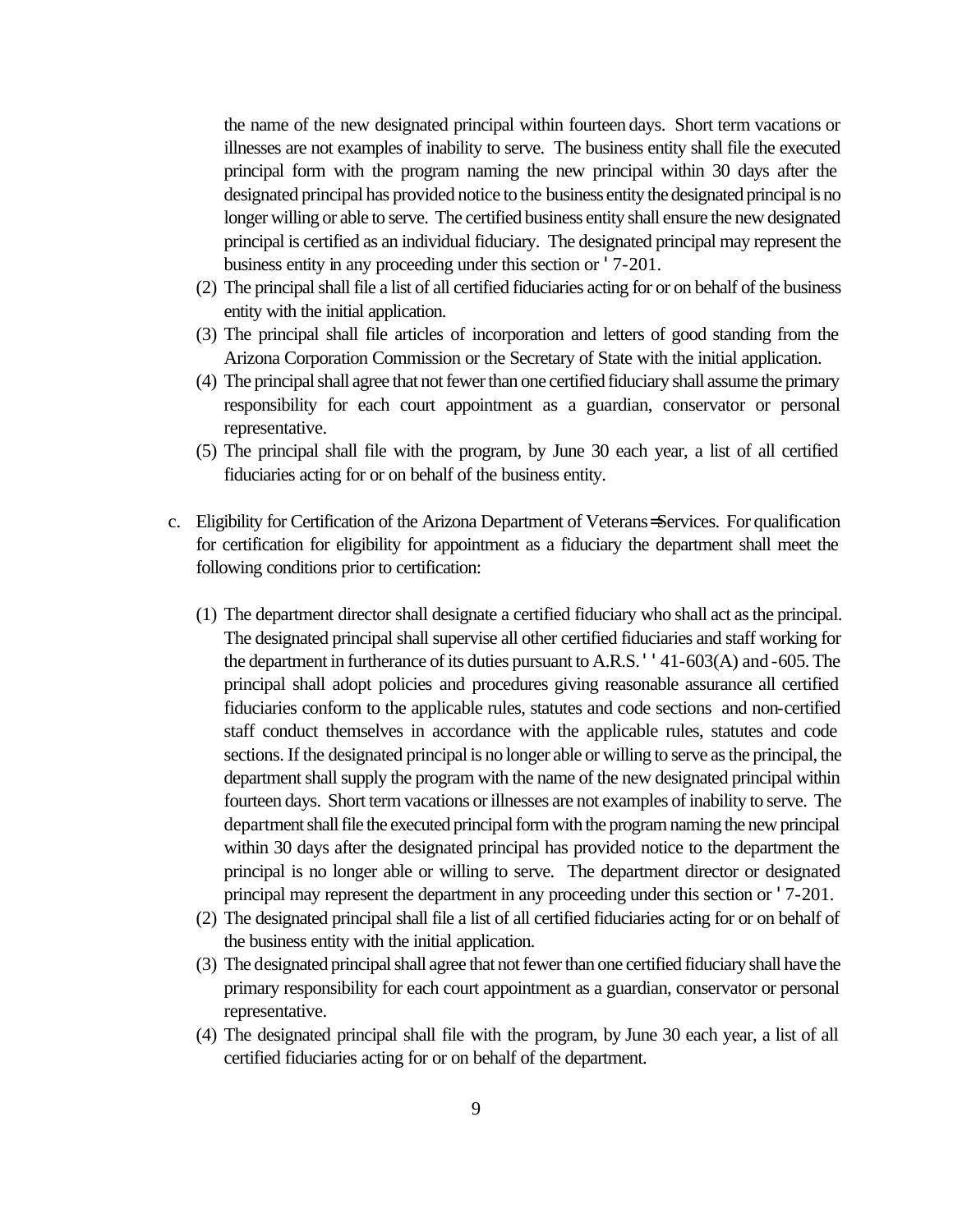the name of the new designated principal within fourteen days. Short term vacations or illnesses are not examples of inability to serve. The business entity shall file the executed principal form with the program naming the new principal within 30 days after the designated principal has provided notice to the business entity the designated principal is no longer willing or able to serve. The certified business entity shall ensure the new designated principal is certified as an individual fiduciary. The designated principal may represent the business entity in any proceeding under this section or ' 7-201.

(2) The principal shall file a list of all certified fiduciaries acting for or on behalf of the business entity with the initial application.

(3) The principal shall file articles of incorporation and letters of good standing from the Arizona Corporation Commission or the Secretary of State with the initial application.

(4) The principal shall agree that not fewer than one certified fiduciary shall assume the primary responsibility for each court appointment as a guardian, conservator or personal representative.

(5) The principal shall file with the program, by June 30 each year, a list of all certified fiduciaries acting for or on behalf of the business entity.

c. Eligibility for Certification of the Arizona Department of Veterans=Services. For qualification for certification for eligibility for appointment as a fiduciary the department shall meet the following conditions prior to certification:

(1) The department director shall designate a certified fiduciary who shall act as the principal. The designated principal shall supervise all other certified fiduciaries and staff working for the department in furtherance of its duties pursuant to A.R.S. ' ' 41-603(A) and -605. The principal shall adopt policies and procedures giving reasonable assurance all certified fiduciaries conform to the applicable rules, statutes and code sections and non-certified staff conduct themselves in accordance with the applicable rules, statutes and code sections. If the designated principal is no longer able or willing to serve as the principal, the department shall supply the program with the name of the new designated principal within fourteen days. Short term vacations or illnesses are not examples of inability to serve. The department shall file the executed principal form with the program naming the new principal within 30 days after the designated principal has provided notice to the department the principal is no longer able or willing to serve. The department director or designated principal may represent the department in any proceeding under this section or ' 7-201.

(2) The designated principal shall file a list of all certified fiduciaries acting for or on behalf of the business entity with the initial application.

(3) The designated principal shall agree that not fewer than one certified fiduciary shall have the primary responsibility for each court appointment as a guardian, conservator or personal representative.

(4) The designated principal shall file with the program, by June 30 each year, a list of all certified fiduciaries acting for or on behalf of the department.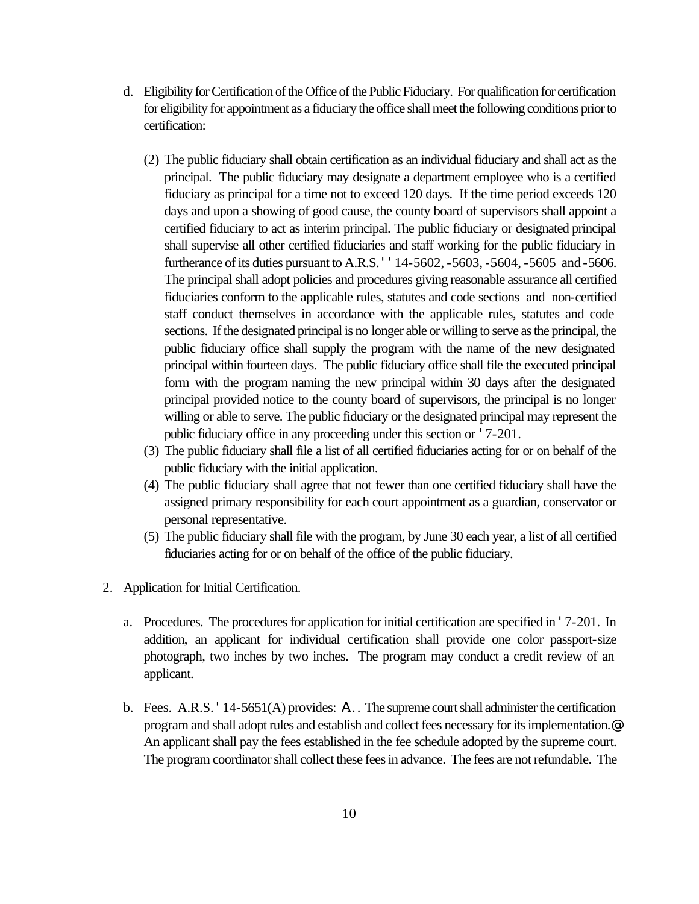d. Eligibility for Certification of the Office of the Public Fiduciary. For qualification for certification for eligibility for appointment as a fiduciary the office shall meet the following conditions prior to certification:

   (2) The public fiduciary shall obtain certification as an individual fiduciary and shall act as the principal. The public fiduciary may designate a department employee who is a certified fiduciary as principal for a time not to exceed 120 days. If the time period exceeds 120 days and upon a showing of good cause, the county board of supervisors shall appoint a certified fiduciary to act as interim principal. The public fiduciary or designated principal shall supervise all other certified fiduciaries and staff working for the public fiduciary in furtherance of its duties pursuant to A.R.S. ' ' 14-5602, -5603, -5604, -5605 and -5606. The principal shall adopt policies and procedures giving reasonable assurance all certified fiduciaries conform to the applicable rules, statutes and code sections and non-certified staff conduct themselves in accordance with the applicable rules, statutes and code sections. If the designated principal is no longer able or willing to serve as the principal, the public fiduciary office shall supply the program with the name of the new designated principal within fourteen days. The public fiduciary office shall file the executed principal form with the program naming the new principal within 30 days after the designated principal provided notice to the county board of supervisors, the principal is no longer willing or able to serve. The public fiduciary or the designated principal may represent the public fiduciary office in any proceeding under this section or ' 7-201.

   (3) The public fiduciary shall file a list of all certified fiduciaries acting for or on behalf of the public fiduciary with the initial application.

   (4) The public fiduciary shall agree that not fewer than one certified fiduciary shall have the assigned primary responsibility for each court appointment as a guardian, conservator or personal representative.

   (5) The public fiduciary shall file with the program, by June 30 each year, a list of all certified fiduciaries acting for or on behalf of the office of the public fiduciary.

2. Application for Initial Certification.

   a. Procedures. The procedures for application for initial certification are specified in ' 7-201. In addition, an applicant for individual certification shall provide one color passport-size photograph, two inches by two inches. The program may conduct a credit review of an applicant.

   b. Fees. A.R.S. ' 14-5651(A) provides: A. . The supreme court shall administer the certification program and shall adopt rules and establish and collect fees necessary for its implementation.@ An applicant shall pay the fees established in the fee schedule adopted by the supreme court. The program coordinator shall collect these fees in advance. The fees are not refundable. The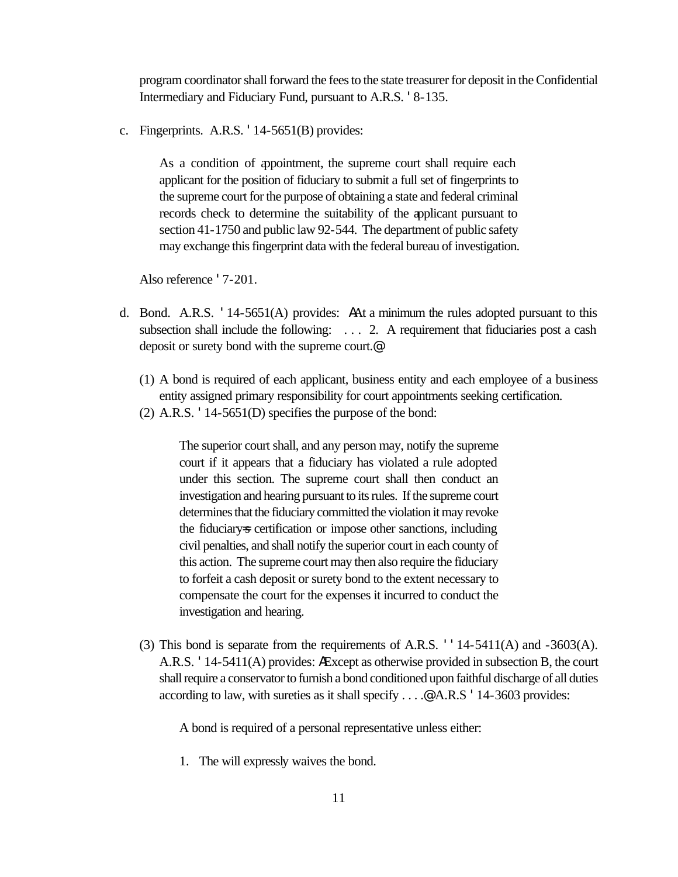program coordinator shall forward the fees to the state treasurer for deposit in the Confidential Intermediary and Fiduciary Fund, pursuant to A.R.S. ' 8-135.

c. Fingerprints. A.R.S. ' 14-5651(B) provides:

> As a condition of appointment, the supreme court shall require each applicant for the position of fiduciary to submit a full set of fingerprints to the supreme court for the purpose of obtaining a state and federal criminal records check to determine the suitability of the applicant pursuant to section 41-1750 and public law 92-544. The department of public safety may exchange this fingerprint data with the federal bureau of investigation.

Also reference ' 7-201.

d. Bond. A.R.S. ' 14-5651(A) provides: AAt a minimum the rules adopted pursuant to this subsection shall include the following: . . . 2. A requirement that fiduciaries post a cash deposit or surety bond with the supreme court.@

(1) A bond is required of each applicant, business entity and each employee of a business entity assigned primary responsibility for court appointments seeking certification.

(2) A.R.S. ' 14-5651(D) specifies the purpose of the bond:

> The superior court shall, and any person may, notify the supreme court if it appears that a fiduciary has violated a rule adopted under this section. The supreme court shall then conduct an investigation and hearing pursuant to its rules. If the supreme court determines that the fiduciary committed the violation it may revoke the fiduciary=s certification or impose other sanctions, including civil penalties, and shall notify the superior court in each county of this action. The supreme court may then also require the fiduciary to forfeit a cash deposit or surety bond to the extent necessary to compensate the court for the expenses it incurred to conduct the investigation and hearing.

(3) This bond is separate from the requirements of A.R.S. ' ' 14-5411(A) and -3603(A). A.R.S. ' 14-5411(A) provides: AExcept as otherwise provided in subsection B, the court shall require a conservator to furnish a bond conditioned upon faithful discharge of all duties according to law, with sureties as it shall specify . . . .@ A.R.S ' 14-3603 provides:

> A bond is required of a personal representative unless either:
>
> 1. The will expressly waives the bond.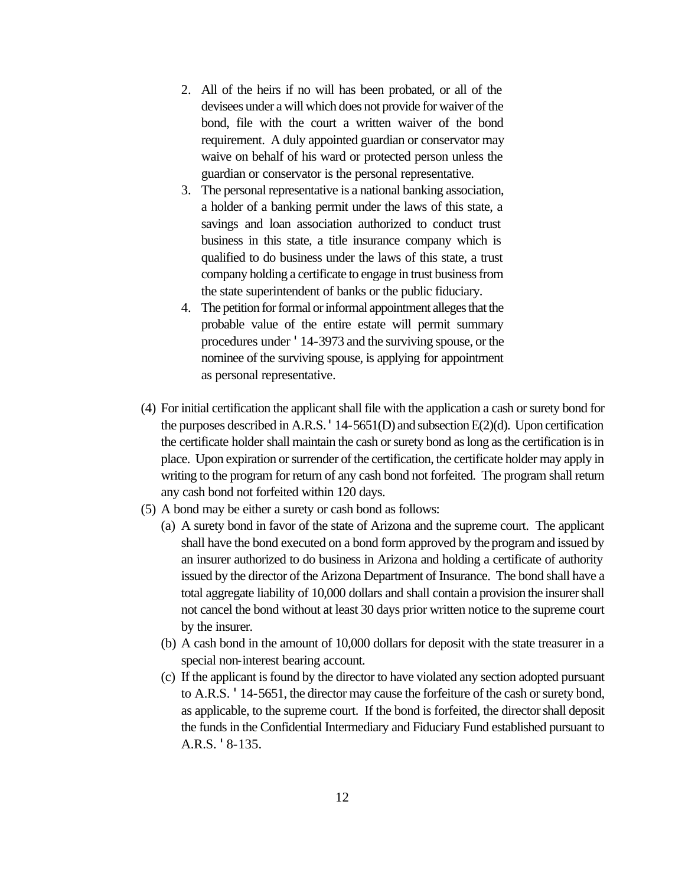2. All of the heirs if no will has been probated, or all of the devisees under a will which does not provide for waiver of the bond, file with the court a written waiver of the bond requirement. A duly appointed guardian or conservator may waive on behalf of his ward or protected person unless the guardian or conservator is the personal representative.
3. The personal representative is a national banking association, a holder of a banking permit under the laws of this state, a savings and loan association authorized to conduct trust business in this state, a title insurance company which is qualified to do business under the laws of this state, a trust company holding a certificate to engage in trust business from the state superintendent of banks or the public fiduciary.
4. The petition for formal or informal appointment alleges that the probable value of the entire estate will permit summary procedures under ' 14-3973 and the surviving spouse, or the nominee of the surviving spouse, is applying for appointment as personal representative.

(4) For initial certification the applicant shall file with the application a cash or surety bond for the purposes described in A.R.S. ' 14-5651(D) and subsection E(2)(d). Upon certification the certificate holder shall maintain the cash or surety bond as long as the certification is in place. Upon expiration or surrender of the certification, the certificate holder may apply in writing to the program for return of any cash bond not forfeited. The program shall return any cash bond not forfeited within 120 days.

(5) A bond may be either a surety or cash bond as follows:

(a) A surety bond in favor of the state of Arizona and the supreme court. The applicant shall have the bond executed on a bond form approved by the program and issued by an insurer authorized to do business in Arizona and holding a certificate of authority issued by the director of the Arizona Department of Insurance. The bond shall have a total aggregate liability of 10,000 dollars and shall contain a provision the insurer shall not cancel the bond without at least 30 days prior written notice to the supreme court by the insurer.

(b) A cash bond in the amount of 10,000 dollars for deposit with the state treasurer in a special non-interest bearing account.

(c) If the applicant is found by the director to have violated any section adopted pursuant to A.R.S. ' 14-5651, the director may cause the forfeiture of the cash or surety bond, as applicable, to the supreme court. If the bond is forfeited, the director shall deposit the funds in the Confidential Intermediary and Fiduciary Fund established pursuant to A.R.S. ' 8-135.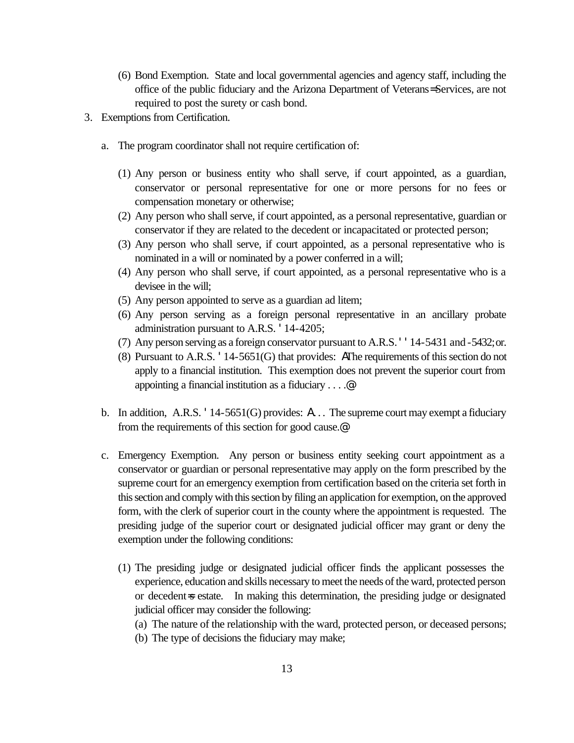(6) Bond Exemption. State and local governmental agencies and agency staff, including the office of the public fiduciary and the Arizona Department of Veterans= Services, are not required to post the surety or cash bond.

3. Exemptions from Certification.

   a. The program coordinator shall not require certification of:

      (1) Any person or business entity who shall serve, if court appointed, as a guardian, conservator or personal representative for one or more persons for no fees or compensation monetary or otherwise;
      (2) Any person who shall serve, if court appointed, as a personal representative, guardian or conservator if they are related to the decedent or incapacitated or protected person;
      (3) Any person who shall serve, if court appointed, as a personal representative who is nominated in a will or nominated by a power conferred in a will;
      (4) Any person who shall serve, if court appointed, as a personal representative who is a devisee in the will;
      (5) Any person appointed to serve as a guardian ad litem;
      (6) Any person serving as a foreign personal representative in an ancillary probate administration pursuant to A.R.S. ' 14-4205;
      (7) Any person serving as a foreign conservator pursuant to A.R.S. ' ' 14-5431 and -5432; or.
      (8) Pursuant to A.R.S. ' 14-5651(G) that provides: AThe requirements of this section do not apply to a financial institution. This exemption does not prevent the superior court from appointing a financial institution as a fiduciary . . . .@

   b. In addition, A.R.S. ' 14-5651(G) provides: A. . . The supreme court may exempt a fiduciary from the requirements of this section for good cause.@

   c. Emergency Exemption. Any person or business entity seeking court appointment as a conservator or guardian or personal representative may apply on the form prescribed by the supreme court for an emergency exemption from certification based on the criteria set forth in this section and comply with this section by filing an application for exemption, on the approved form, with the clerk of superior court in the county where the appointment is requested. The presiding judge of the superior court or designated judicial officer may grant or deny the exemption under the following conditions:

      (1) The presiding judge or designated judicial officer finds the applicant possesses the experience, education and skills necessary to meet the needs of the ward, protected person or decedent=s estate. In making this determination, the presiding judge or designated judicial officer may consider the following:
         (a) The nature of the relationship with the ward, protected person, or deceased persons;
         (b) The type of decisions the fiduciary may make;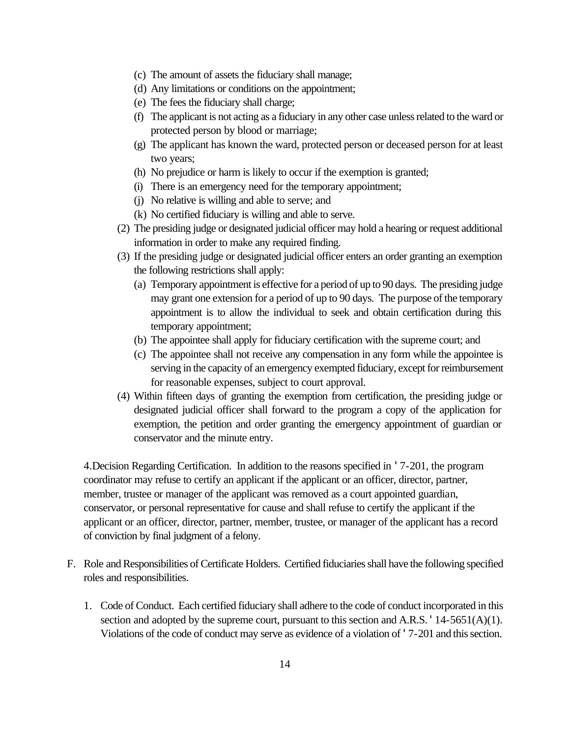(c) The amount of assets the fiduciary shall manage;
(d) Any limitations or conditions on the appointment;
(e) The fees the fiduciary shall charge;
(f) The applicant is not acting as a fiduciary in any other case unless related to the ward or protected person by blood or marriage;
(g) The applicant has known the ward, protected person or deceased person for at least two years;
(h) No prejudice or harm is likely to occur if the exemption is granted;
(i) There is an emergency need for the temporary appointment;
(j) No relative is willing and able to serve; and
(k) No certified fiduciary is willing and able to serve.

(2) The presiding judge or designated judicial officer may hold a hearing or request additional information in order to make any required finding.

(3) If the presiding judge or designated judicial officer enters an order granting an exemption the following restrictions shall apply:

(a) Temporary appointment is effective for a period of up to 90 days. The presiding judge may grant one extension for a period of up to 90 days. The purpose of the temporary appointment is to allow the individual to seek and obtain certification during this temporary appointment;
(b) The appointee shall apply for fiduciary certification with the supreme court; and
(c) The appointee shall not receive any compensation in any form while the appointee is serving in the capacity of an emergency exempted fiduciary, except for reimbursement for reasonable expenses, subject to court approval.

(4) Within fifteen days of granting the exemption from certification, the presiding judge or designated judicial officer shall forward to the program a copy of the application for exemption, the petition and order granting the emergency appointment of guardian or conservator and the minute entry.

4. Decision Regarding Certification. In addition to the reasons specified in ' 7-201, the program coordinator may refuse to certify an applicant if the applicant or an officer, director, partner, member, trustee or manager of the applicant was removed as a court appointed guardian, conservator, or personal representative for cause and shall refuse to certify the applicant if the applicant or an officer, director, partner, member, trustee, or manager of the applicant has a record of conviction by final judgment of a felony.

F. Role and Responsibilities of Certificate Holders. Certified fiduciaries shall have the following specified roles and responsibilities.

1. Code of Conduct. Each certified fiduciary shall adhere to the code of conduct incorporated in this section and adopted by the supreme court, pursuant to this section and A.R.S. ' 14-5651(A)(1). Violations of the code of conduct may serve as evidence of a violation of ' 7-201 and this section.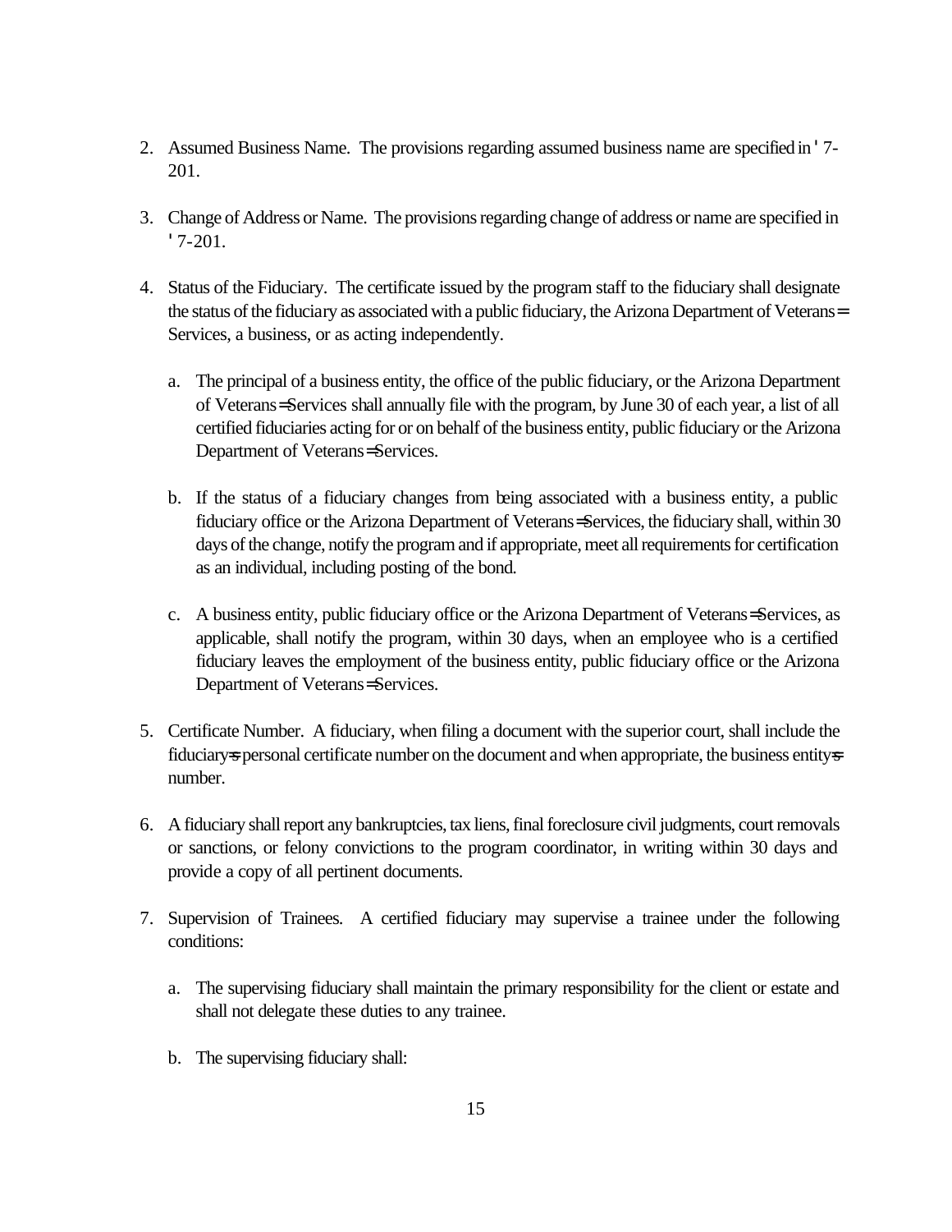2. Assumed Business Name. The provisions regarding assumed business name are specified in ' 7-201.

3. Change of Address or Name. The provisions regarding change of address or name are specified in ' 7-201.

4. Status of the Fiduciary. The certificate issued by the program staff to the fiduciary shall designate the status of the fiduciary as associated with a public fiduciary, the Arizona Department of Veterans= Services, a business, or as acting independently.

   a. The principal of a business entity, the office of the public fiduciary, or the Arizona Department of Veterans= Services shall annually file with the program, by June 30 of each year, a list of all certified fiduciaries acting for or on behalf of the business entity, public fiduciary or the Arizona Department of Veterans= Services.

   b. If the status of a fiduciary changes from being associated with a business entity, a public fiduciary office or the Arizona Department of Veterans= Services, the fiduciary shall, within 30 days of the change, notify the program and if appropriate, meet all requirements for certification as an individual, including posting of the bond.

   c. A business entity, public fiduciary office or the Arizona Department of Veterans= Services, as applicable, shall notify the program, within 30 days, when an employee who is a certified fiduciary leaves the employment of the business entity, public fiduciary office or the Arizona Department of Veterans= Services.

5. Certificate Number. A fiduciary, when filing a document with the superior court, shall include the fiduciary=s personal certificate number on the document and when appropriate, the business entity=s number.

6. A fiduciary shall report any bankruptcies, tax liens, final foreclosure civil judgments, court removals or sanctions, or felony convictions to the program coordinator, in writing within 30 days and provide a copy of all pertinent documents.

7. Supervision of Trainees. A certified fiduciary may supervise a trainee under the following conditions:

   a. The supervising fiduciary shall maintain the primary responsibility for the client or estate and shall not delegate these duties to any trainee.

   b. The supervising fiduciary shall: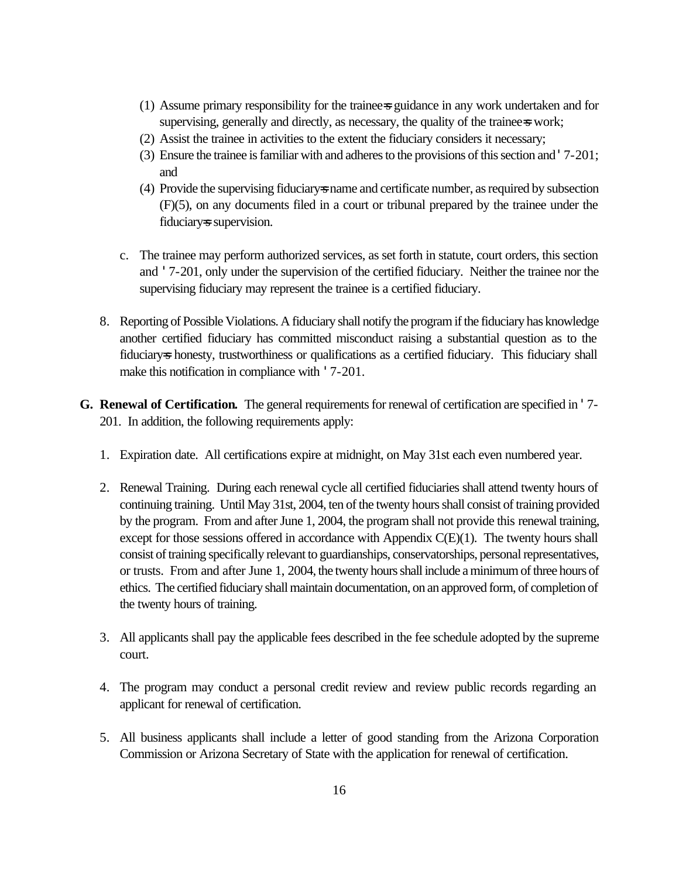(1) Assume primary responsibility for the trainee=s guidance in any work undertaken and for supervising, generally and directly, as necessary, the quality of the trainee=s work;

(2) Assist the trainee in activities to the extent the fiduciary considers it necessary;

(3) Ensure the trainee is familiar with and adheres to the provisions of this section and ' 7-201; and

(4) Provide the supervising fiduciary=s name and certificate number, as required by subsection (F)(5), on any documents filed in a court or tribunal prepared by the trainee under the fiduciary=s supervision.

c. The trainee may perform authorized services, as set forth in statute, court orders, this section and ' 7-201, only under the supervision of the certified fiduciary. Neither the trainee nor the supervising fiduciary may represent the trainee is a certified fiduciary.

8. Reporting of Possible Violations. A fiduciary shall notify the program if the fiduciary has knowledge another certified fiduciary has committed misconduct raising a substantial question as to the fiduciary=s honesty, trustworthiness or qualifications as a certified fiduciary. This fiduciary shall make this notification in compliance with ' 7-201.

**G. Renewal of Certification.** The general requirements for renewal of certification are specified in ' 7-201. In addition, the following requirements apply:

1. Expiration date. All certifications expire at midnight, on May 31st each even numbered year.

2. Renewal Training. During each renewal cycle all certified fiduciaries shall attend twenty hours of continuing training. Until May 31st, 2004, ten of the twenty hours shall consist of training provided by the program. From and after June 1, 2004, the program shall not provide this renewal training, except for those sessions offered in accordance with Appendix C(E)(1). The twenty hours shall consist of training specifically relevant to guardianships, conservatorships, personal representatives, or trusts. From and after June 1, 2004, the twenty hours shall include a minimum of three hours of ethics. The certified fiduciary shall maintain documentation, on an approved form, of completion of the twenty hours of training.

3. All applicants shall pay the applicable fees described in the fee schedule adopted by the supreme court.

4. The program may conduct a personal credit review and review public records regarding an applicant for renewal of certification.

5. All business applicants shall include a letter of good standing from the Arizona Corporation Commission or Arizona Secretary of State with the application for renewal of certification.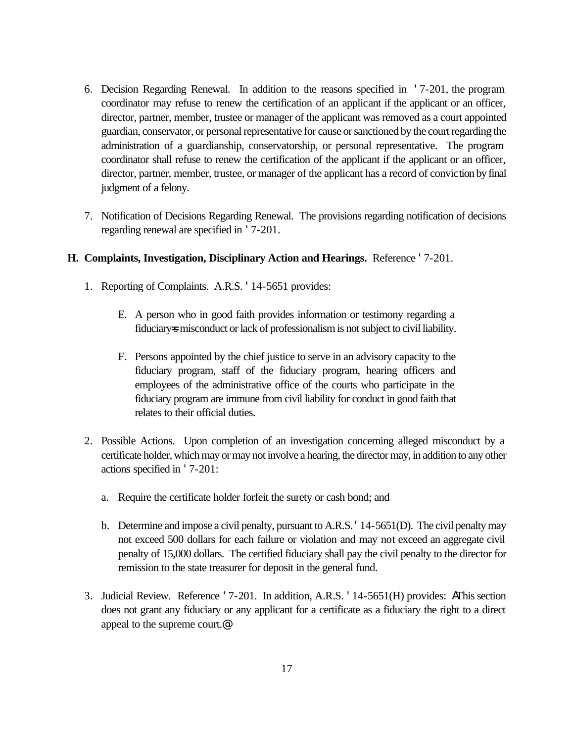6. Decision Regarding Renewal. In addition to the reasons specified in ' 7-201, the program coordinator may refuse to renew the certification of an applicant if the applicant or an officer, director, partner, member, trustee or manager of the applicant was removed as a court appointed guardian, conservator, or personal representative for cause or sanctioned by the court regarding the administration of a guardianship, conservatorship, or personal representative. The program coordinator shall refuse to renew the certification of the applicant if the applicant or an officer, director, partner, member, trustee, or manager of the applicant has a record of conviction by final judgment of a felony.

7. Notification of Decisions Regarding Renewal. The provisions regarding notification of decisions regarding renewal are specified in ' 7-201.

**H. Complaints, Investigation, Disciplinary Action and Hearings.** Reference ' 7-201.

1. Reporting of Complaints. A.R.S. ' 14-5651 provides:

   E. A person who in good faith provides information or testimony regarding a fiduciary=s misconduct or lack of professionalism is not subject to civil liability.

   F. Persons appointed by the chief justice to serve in an advisory capacity to the fiduciary program, staff of the fiduciary program, hearing officers and employees of the administrative office of the courts who participate in the fiduciary program are immune from civil liability for conduct in good faith that relates to their official duties.

2. Possible Actions. Upon completion of an investigation concerning alleged misconduct by a certificate holder, which may or may not involve a hearing, the director may, in addition to any other actions specified in ' 7-201:

   a. Require the certificate holder forfeit the surety or cash bond; and

   b. Determine and impose a civil penalty, pursuant to A.R.S. ' 14-5651(D). The civil penalty may not exceed 500 dollars for each failure or violation and may not exceed an aggregate civil penalty of 15,000 dollars. The certified fiduciary shall pay the civil penalty to the director for remission to the state treasurer for deposit in the general fund.

3. Judicial Review. Reference ' 7-201. In addition, A.R.S. ' 14-5651(H) provides: AThis section does not grant any fiduciary or any applicant for a certificate as a fiduciary the right to a direct appeal to the supreme court.@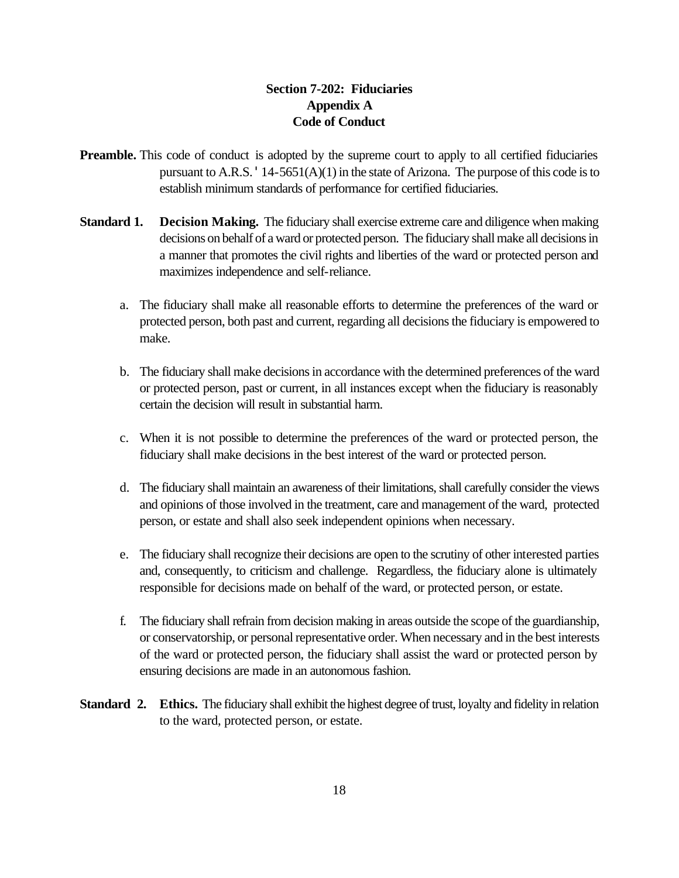## Section 7-202: Fiduciaries
## Appendix A
## Code of Conduct

**Preamble.** This code of conduct is adopted by the supreme court to apply to all certified fiduciaries pursuant to A.R.S. ' 14-5651(A)(1) in the state of Arizona. The purpose of this code is to establish minimum standards of performance for certified fiduciaries.

**Standard 1. Decision Making.** The fiduciary shall exercise extreme care and diligence when making decisions on behalf of a ward or protected person. The fiduciary shall make all decisions in a manner that promotes the civil rights and liberties of the ward or protected person and maximizes independence and self-reliance.

a. The fiduciary shall make all reasonable efforts to determine the preferences of the ward or protected person, both past and current, regarding all decisions the fiduciary is empowered to make.

b. The fiduciary shall make decisions in accordance with the determined preferences of the ward or protected person, past or current, in all instances except when the fiduciary is reasonably certain the decision will result in substantial harm.

c. When it is not possible to determine the preferences of the ward or protected person, the fiduciary shall make decisions in the best interest of the ward or protected person.

d. The fiduciary shall maintain an awareness of their limitations, shall carefully consider the views and opinions of those involved in the treatment, care and management of the ward, protected person, or estate and shall also seek independent opinions when necessary.

e. The fiduciary shall recognize their decisions are open to the scrutiny of other interested parties and, consequently, to criticism and challenge. Regardless, the fiduciary alone is ultimately responsible for decisions made on behalf of the ward, or protected person, or estate.

f. The fiduciary shall refrain from decision making in areas outside the scope of the guardianship, or conservatorship, or personal representative order. When necessary and in the best interests of the ward or protected person, the fiduciary shall assist the ward or protected person by ensuring decisions are made in an autonomous fashion.

**Standard 2. Ethics.** The fiduciary shall exhibit the highest degree of trust, loyalty and fidelity in relation to the ward, protected person, or estate.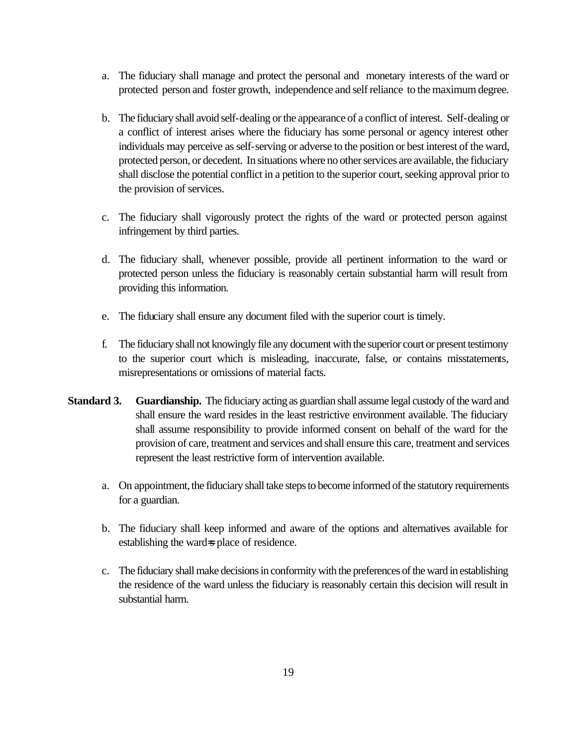a. The fiduciary shall manage and protect the personal and monetary interests of the ward or protected person and foster growth, independence and self reliance to the maximum degree.

b. The fiduciary shall avoid self-dealing or the appearance of a conflict of interest. Self-dealing or a conflict of interest arises where the fiduciary has some personal or agency interest other individuals may perceive as self-serving or adverse to the position or best interest of the ward, protected person, or decedent. In situations where no other services are available, the fiduciary shall disclose the potential conflict in a petition to the superior court, seeking approval prior to the provision of services.

c. The fiduciary shall vigorously protect the rights of the ward or protected person against infringement by third parties.

d. The fiduciary shall, whenever possible, provide all pertinent information to the ward or protected person unless the fiduciary is reasonably certain substantial harm will result from providing this information.

e. The fiduciary shall ensure any document filed with the superior court is timely.

f. The fiduciary shall not knowingly file any document with the superior court or present testimony to the superior court which is misleading, inaccurate, false, or contains misstatements, misrepresentations or omissions of material facts.

**Standard 3. Guardianship.** The fiduciary acting as guardian shall assume legal custody of the ward and shall ensure the ward resides in the least restrictive environment available. The fiduciary shall assume responsibility to provide informed consent on behalf of the ward for the provision of care, treatment and services and shall ensure this care, treatment and services represent the least restrictive form of intervention available.

a. On appointment, the fiduciary shall take steps to become informed of the statutory requirements for a guardian.

b. The fiduciary shall keep informed and aware of the options and alternatives available for establishing the ward=s place of residence.

c. The fiduciary shall make decisions in conformity with the preferences of the ward in establishing the residence of the ward unless the fiduciary is reasonably certain this decision will result in substantial harm.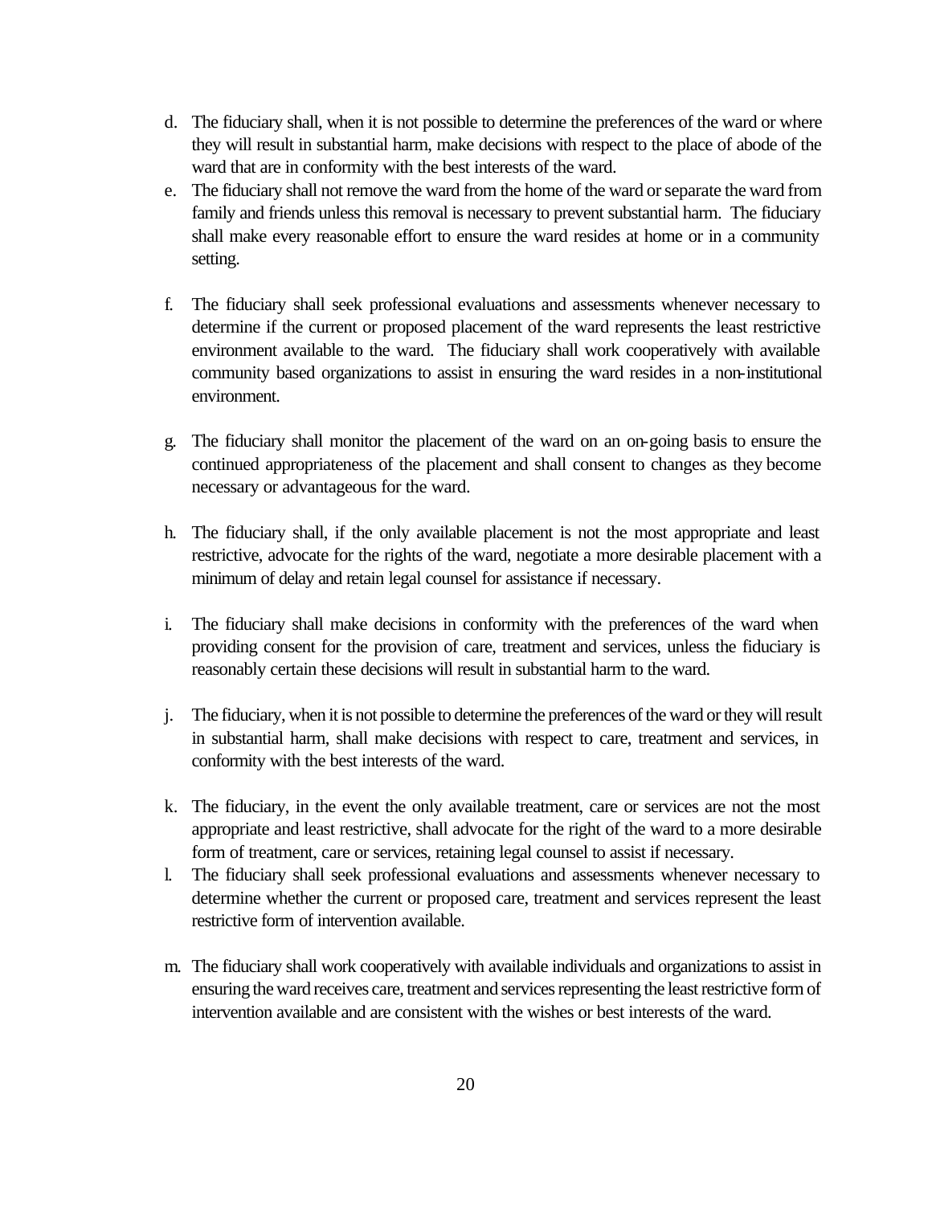d. The fiduciary shall, when it is not possible to determine the preferences of the ward or where they will result in substantial harm, make decisions with respect to the place of abode of the ward that are in conformity with the best interests of the ward.

e. The fiduciary shall not remove the ward from the home of the ward or separate the ward from family and friends unless this removal is necessary to prevent substantial harm. The fiduciary shall make every reasonable effort to ensure the ward resides at home or in a community setting.

f. The fiduciary shall seek professional evaluations and assessments whenever necessary to determine if the current or proposed placement of the ward represents the least restrictive environment available to the ward. The fiduciary shall work cooperatively with available community based organizations to assist in ensuring the ward resides in a non-institutional environment.

g. The fiduciary shall monitor the placement of the ward on an on-going basis to ensure the continued appropriateness of the placement and shall consent to changes as they become necessary or advantageous for the ward.

h. The fiduciary shall, if the only available placement is not the most appropriate and least restrictive, advocate for the rights of the ward, negotiate a more desirable placement with a minimum of delay and retain legal counsel for assistance if necessary.

i. The fiduciary shall make decisions in conformity with the preferences of the ward when providing consent for the provision of care, treatment and services, unless the fiduciary is reasonably certain these decisions will result in substantial harm to the ward.

j. The fiduciary, when it is not possible to determine the preferences of the ward or they will result in substantial harm, shall make decisions with respect to care, treatment and services, in conformity with the best interests of the ward.

k. The fiduciary, in the event the only available treatment, care or services are not the most appropriate and least restrictive, shall advocate for the right of the ward to a more desirable form of treatment, care or services, retaining legal counsel to assist if necessary.

l. The fiduciary shall seek professional evaluations and assessments whenever necessary to determine whether the current or proposed care, treatment and services represent the least restrictive form of intervention available.

m. The fiduciary shall work cooperatively with available individuals and organizations to assist in ensuring the ward receives care, treatment and services representing the least restrictive form of intervention available and are consistent with the wishes or best interests of the ward.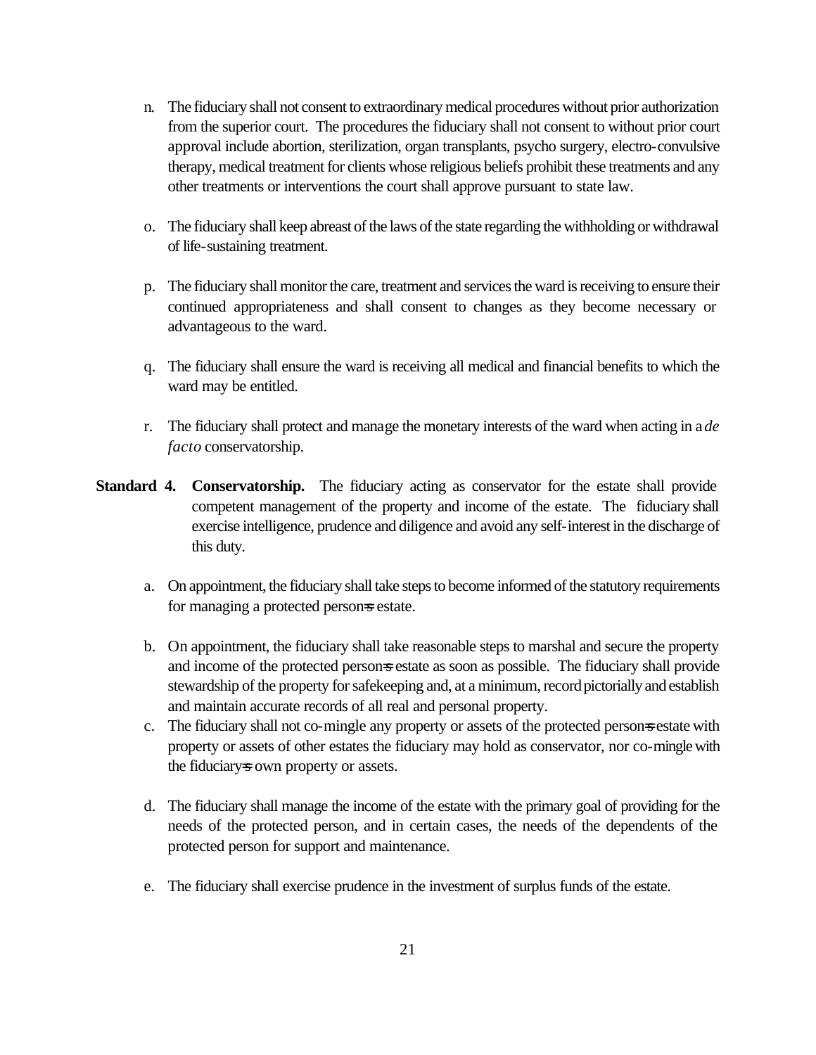n. The fiduciary shall not consent to extraordinary medical procedures without prior authorization from the superior court. The procedures the fiduciary shall not consent to without prior court approval include abortion, sterilization, organ transplants, psycho surgery, electro-convulsive therapy, medical treatment for clients whose religious beliefs prohibit these treatments and any other treatments or interventions the court shall approve pursuant to state law.

o. The fiduciary shall keep abreast of the laws of the state regarding the withholding or withdrawal of life-sustaining treatment.

p. The fiduciary shall monitor the care, treatment and services the ward is receiving to ensure their continued appropriateness and shall consent to changes as they become necessary or advantageous to the ward.

q. The fiduciary shall ensure the ward is receiving all medical and financial benefits to which the ward may be entitled.

r. The fiduciary shall protect and manage the monetary interests of the ward when acting in a *de facto* conservatorship.

**Standard 4. Conservatorship.** The fiduciary acting as conservator for the estate shall provide competent management of the property and income of the estate. The fiduciary shall exercise intelligence, prudence and diligence and avoid any self-interest in the discharge of this duty.

a. On appointment, the fiduciary shall take steps to become informed of the statutory requirements for managing a protected person=s estate.

b. On appointment, the fiduciary shall take reasonable steps to marshal and secure the property and income of the protected person=s estate as soon as possible. The fiduciary shall provide stewardship of the property for safekeeping and, at a minimum, record pictorially and establish and maintain accurate records of all real and personal property.

c. The fiduciary shall not co-mingle any property or assets of the protected person=s estate with property or assets of other estates the fiduciary may hold as conservator, nor co-mingle with the fiduciary=s own property or assets.

d. The fiduciary shall manage the income of the estate with the primary goal of providing for the needs of the protected person, and in certain cases, the needs of the dependents of the protected person for support and maintenance.

e. The fiduciary shall exercise prudence in the investment of surplus funds of the estate.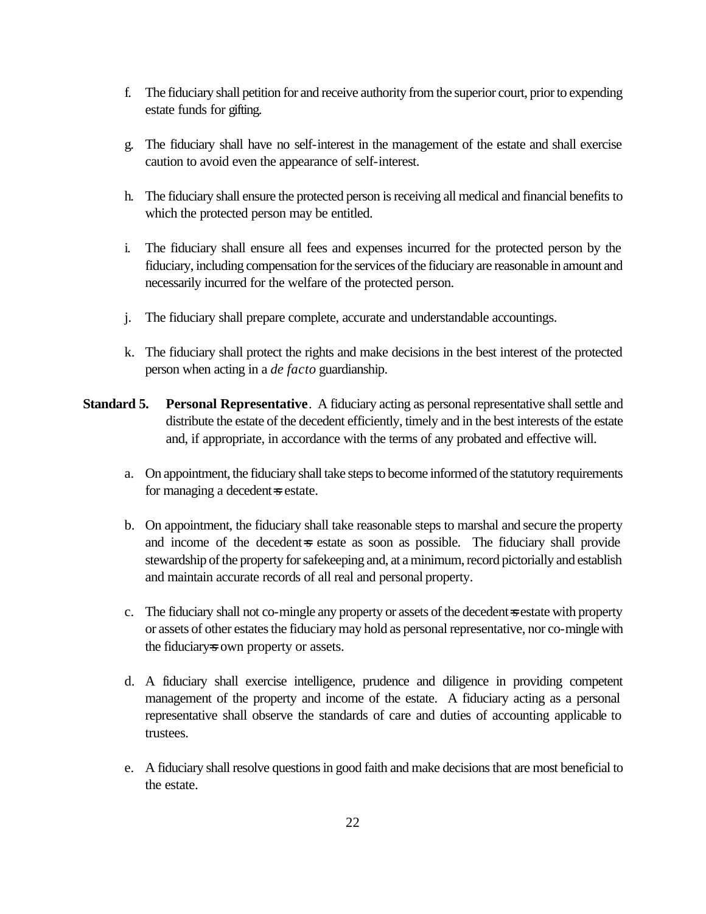f. The fiduciary shall petition for and receive authority from the superior court, prior to expending estate funds for gifting.

g. The fiduciary shall have no self-interest in the management of the estate and shall exercise caution to avoid even the appearance of self-interest.

h. The fiduciary shall ensure the protected person is receiving all medical and financial benefits to which the protected person may be entitled.

i. The fiduciary shall ensure all fees and expenses incurred for the protected person by the fiduciary, including compensation for the services of the fiduciary are reasonable in amount and necessarily incurred for the welfare of the protected person.

j. The fiduciary shall prepare complete, accurate and understandable accountings.

k. The fiduciary shall protect the rights and make decisions in the best interest of the protected person when acting in a *de facto* guardianship.

**Standard 5. Personal Representative**. A fiduciary acting as personal representative shall settle and distribute the estate of the decedent efficiently, timely and in the best interests of the estate and, if appropriate, in accordance with the terms of any probated and effective will.

a. On appointment, the fiduciary shall take steps to become informed of the statutory requirements for managing a decedent=s estate.

b. On appointment, the fiduciary shall take reasonable steps to marshal and secure the property and income of the decedent=s estate as soon as possible. The fiduciary shall provide stewardship of the property for safekeeping and, at a minimum, record pictorially and establish and maintain accurate records of all real and personal property.

c. The fiduciary shall not co-mingle any property or assets of the decedent=s estate with property or assets of other estates the fiduciary may hold as personal representative, nor co-mingle with the fiduciary=s own property or assets.

d. A fiduciary shall exercise intelligence, prudence and diligence in providing competent management of the property and income of the estate. A fiduciary acting as a personal representative shall observe the standards of care and duties of accounting applicable to trustees.

e. A fiduciary shall resolve questions in good faith and make decisions that are most beneficial to the estate.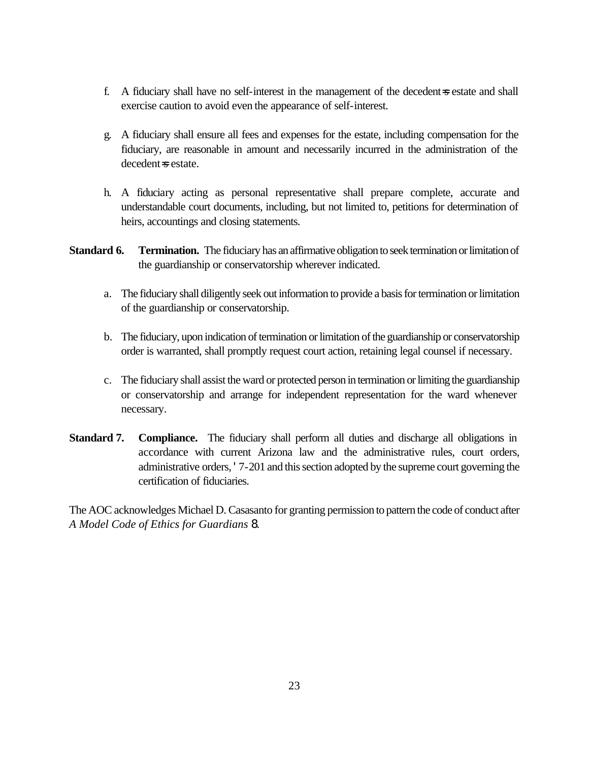f. A fiduciary shall have no self-interest in the management of the decedent=s estate and shall exercise caution to avoid even the appearance of self-interest.

g. A fiduciary shall ensure all fees and expenses for the estate, including compensation for the fiduciary, are reasonable in amount and necessarily incurred in the administration of the decedent=s estate.

h. A fiduciary acting as personal representative shall prepare complete, accurate and understandable court documents, including, but not limited to, petitions for determination of heirs, accountings and closing statements.

**Standard 6. Termination.** The fiduciary has an affirmative obligation to seek termination or limitation of the guardianship or conservatorship wherever indicated.

a. The fiduciary shall diligently seek out information to provide a basis for termination or limitation of the guardianship or conservatorship.

b. The fiduciary, upon indication of termination or limitation of the guardianship or conservatorship order is warranted, shall promptly request court action, retaining legal counsel if necessary.

c. The fiduciary shall assist the ward or protected person in termination or limiting the guardianship or conservatorship and arrange for independent representation for the ward whenever necessary.

**Standard 7. Compliance.** The fiduciary shall perform all duties and discharge all obligations in accordance with current Arizona law and the administrative rules, court orders, administrative orders, ' 7-201 and this section adopted by the supreme court governing the certification of fiduciaries.

The AOC acknowledges Michael D. Casasanto for granting permission to pattern the code of conduct after *A Model Code of Ethics for Guardians* 8.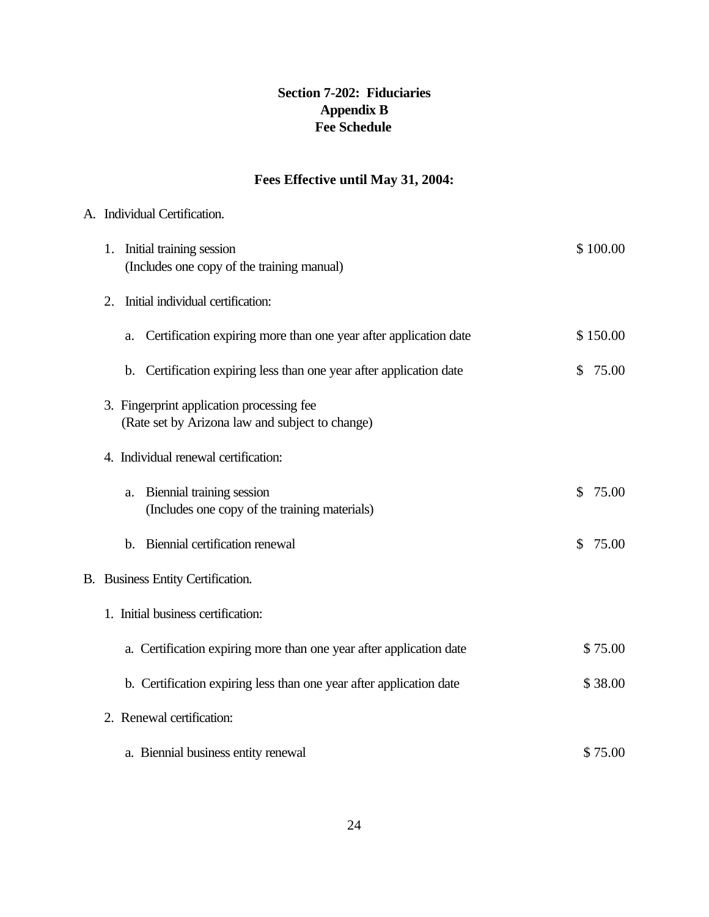**Section 7-202: Fiduciaries**
**Appendix B**
**Fee Schedule**

**Fees Effective until May 31, 2004:**

A. Individual Certification.

1. Initial training session (Includes one copy of the training manual) — $ 100.00

2. Initial individual certification:

   a. Certification expiring more than one year after application date — $ 150.00

   b. Certification expiring less than one year after application date — $ 75.00

3. Fingerprint application processing fee (Rate set by Arizona law and subject to change)

4. Individual renewal certification:

   a. Biennial training session (Includes one copy of the training materials) — $ 75.00

   b. Biennial certification renewal — $ 75.00

B. Business Entity Certification.

1. Initial business certification:

   a. Certification expiring more than one year after application date — $ 75.00

   b. Certification expiring less than one year after application date — $ 38.00

2. Renewal certification:

   a. Biennial business entity renewal — $ 75.00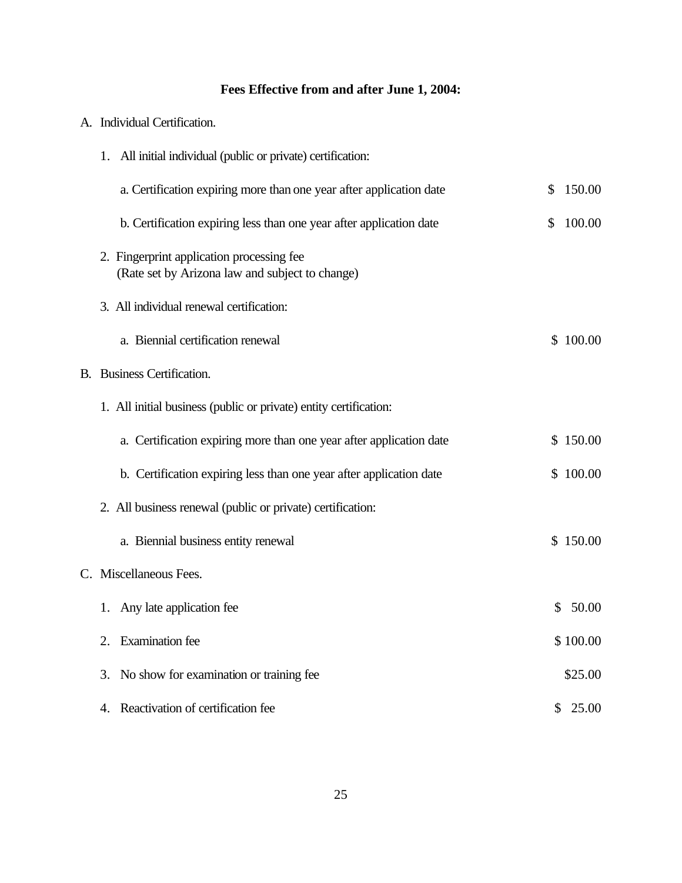**Fees Effective from and after June 1, 2004:**

A. Individual Certification.

1. All initial individual (public or private) certification:

   a. Certification expiring more than one year after application date — $ 150.00

   b. Certification expiring less than one year after application date — $ 100.00

2. Fingerprint application processing fee
   (Rate set by Arizona law and subject to change)

3. All individual renewal certification:

   a. Biennial certification renewal — $ 100.00

B. Business Certification.

1. All initial business (public or private) entity certification:

   a. Certification expiring more than one year after application date — $ 150.00

   b. Certification expiring less than one year after application date — $ 100.00

2. All business renewal (public or private) certification:

   a. Biennial business entity renewal — $ 150.00

C. Miscellaneous Fees.

1. Any late application fee — $ 50.00

2. Examination fee — $ 100.00

3. No show for examination or training fee — $25.00

4. Reactivation of certification fee — $ 25.00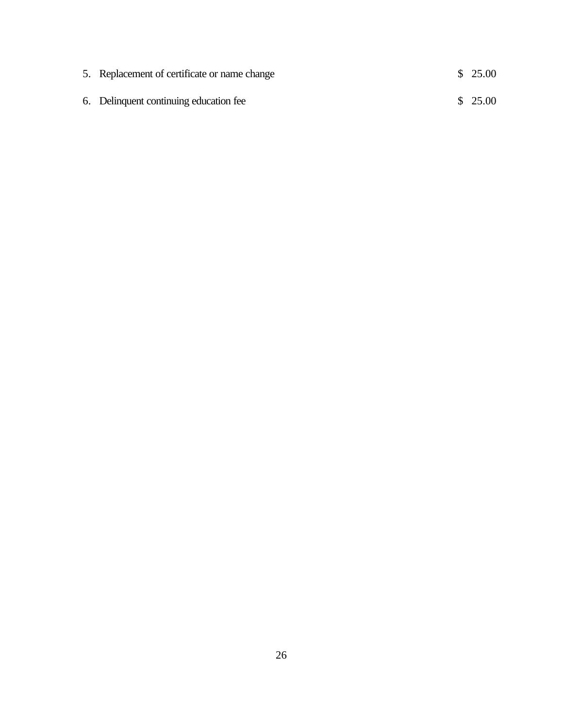5. Replacement of certificate or name change $ 25.00

6. Delinquent continuing education fee $ 25.00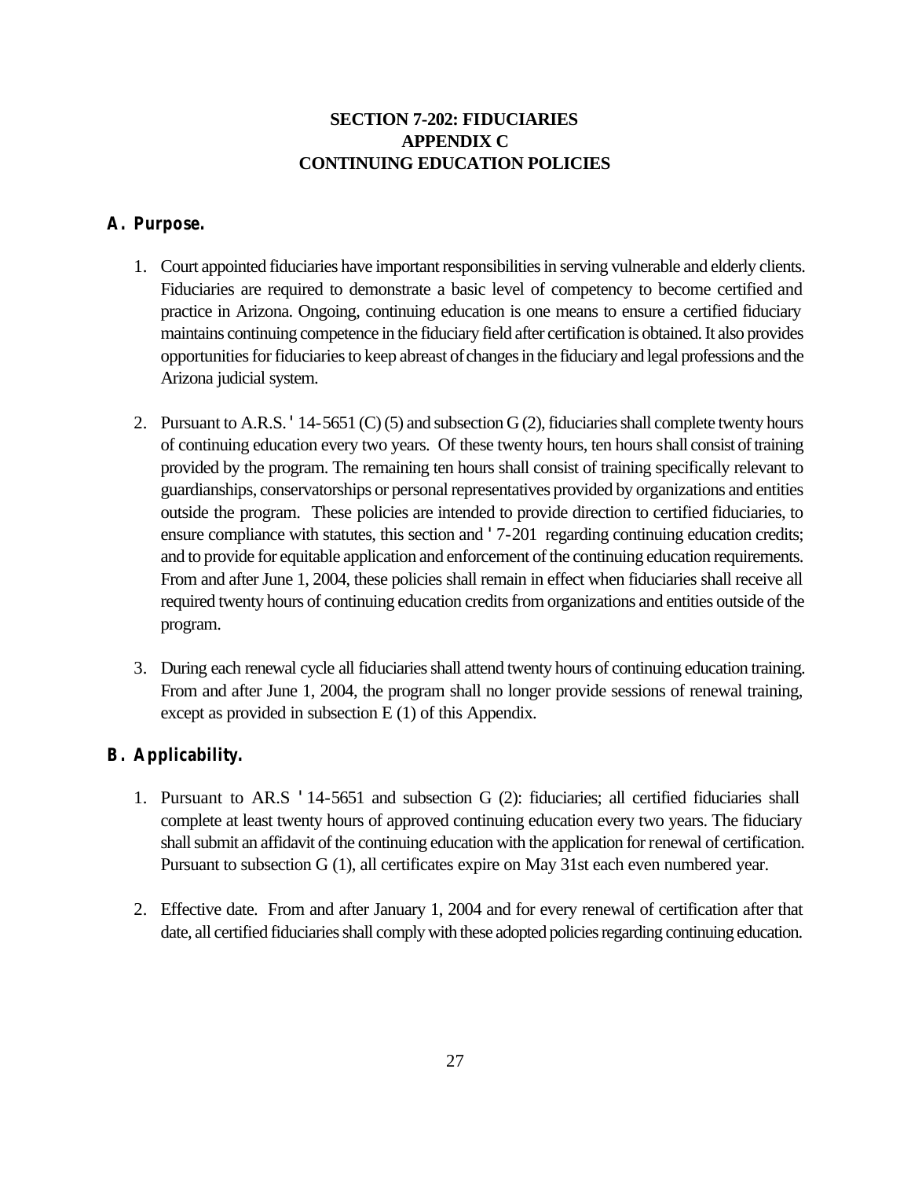**SECTION 7-202: FIDUCIARIES**
**APPENDIX C**
**CONTINUING EDUCATION POLICIES**

## A. Purpose.

1. Court appointed fiduciaries have important responsibilities in serving vulnerable and elderly clients. Fiduciaries are required to demonstrate a basic level of competency to become certified and practice in Arizona. Ongoing, continuing education is one means to ensure a certified fiduciary maintains continuing competence in the fiduciary field after certification is obtained. It also provides opportunities for fiduciaries to keep abreast of changes in the fiduciary and legal professions and the Arizona judicial system.

2. Pursuant to A.R.S. ' 14-5651 (C) (5) and subsection G (2), fiduciaries shall complete twenty hours of continuing education every two years. Of these twenty hours, ten hours shall consist of training provided by the program. The remaining ten hours shall consist of training specifically relevant to guardianships, conservatorships or personal representatives provided by organizations and entities outside the program. These policies are intended to provide direction to certified fiduciaries, to ensure compliance with statutes, this section and ' 7-201 regarding continuing education credits; and to provide for equitable application and enforcement of the continuing education requirements. From and after June 1, 2004, these policies shall remain in effect when fiduciaries shall receive all required twenty hours of continuing education credits from organizations and entities outside of the program.

3. During each renewal cycle all fiduciaries shall attend twenty hours of continuing education training. From and after June 1, 2004, the program shall no longer provide sessions of renewal training, except as provided in subsection E (1) of this Appendix.

## B. Applicability.

1. Pursuant to AR.S ' 14-5651 and subsection G (2): fiduciaries; all certified fiduciaries shall complete at least twenty hours of approved continuing education every two years. The fiduciary shall submit an affidavit of the continuing education with the application for renewal of certification. Pursuant to subsection G (1), all certificates expire on May 31st each even numbered year.

2. Effective date. From and after January 1, 2004 and for every renewal of certification after that date, all certified fiduciaries shall comply with these adopted policies regarding continuing education.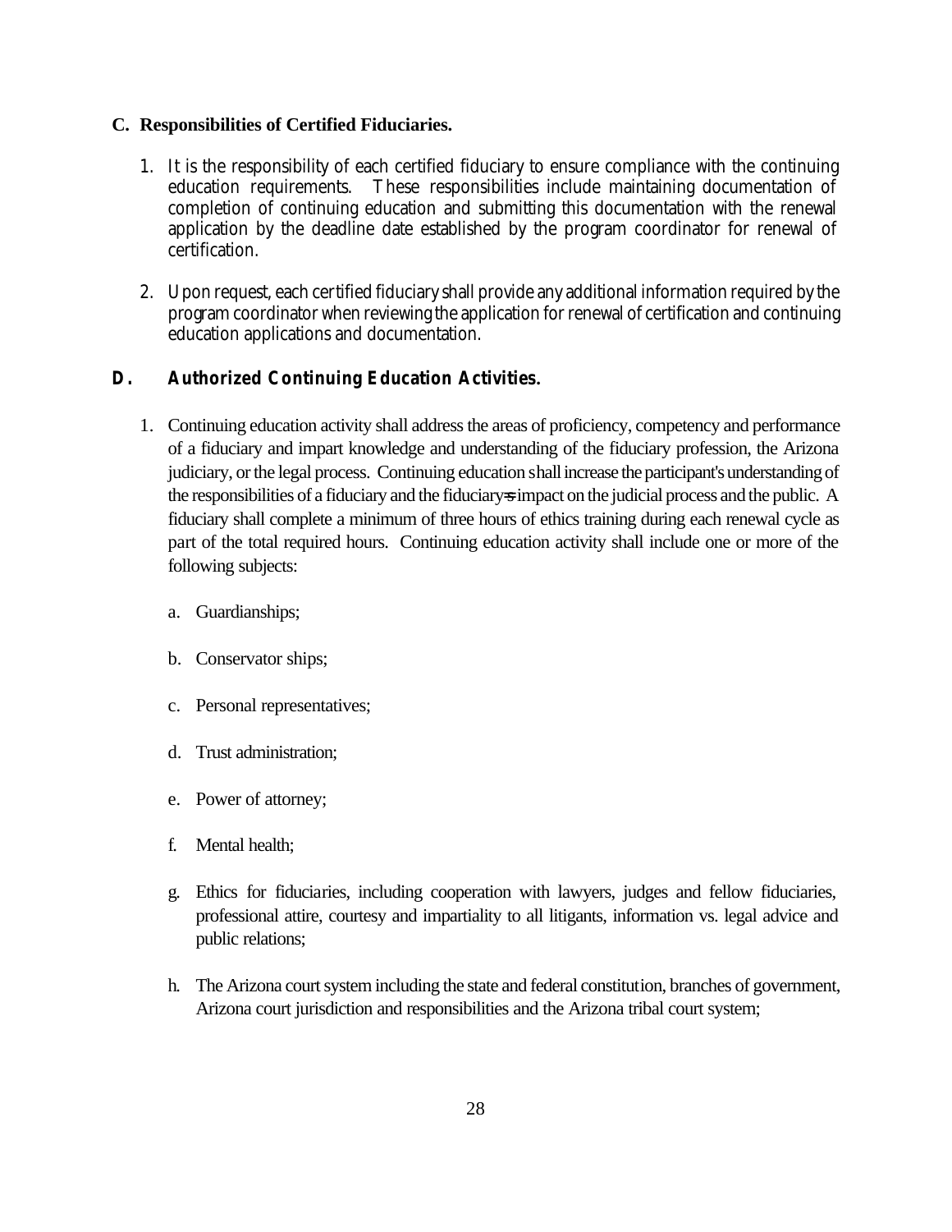### C. Responsibilities of Certified Fiduciaries.

1. It is the responsibility of each certified fiduciary to ensure compliance with the continuing education requirements. These responsibilities include maintaining documentation of completion of continuing education and submitting this documentation with the renewal application by the deadline date established by the program coordinator for renewal of certification.

2. Upon request, each certified fiduciary shall provide any additional information required by the program coordinator when reviewing the application for renewal of certification and continuing education applications and documentation.

### D. Authorized Continuing Education Activities.

1. Continuing education activity shall address the areas of proficiency, competency and performance of a fiduciary and impart knowledge and understanding of the fiduciary profession, the Arizona judiciary, or the legal process. Continuing education shall increase the participant's understanding of the responsibilities of a fiduciary and the fiduciary=s impact on the judicial process and the public. A fiduciary shall complete a minimum of three hours of ethics training during each renewal cycle as part of the total required hours. Continuing education activity shall include one or more of the following subjects:

   a. Guardianships;

   b. Conservator ships;

   c. Personal representatives;

   d. Trust administration;

   e. Power of attorney;

   f. Mental health;

   g. Ethics for fiduciaries, including cooperation with lawyers, judges and fellow fiduciaries, professional attire, courtesy and impartiality to all litigants, information vs. legal advice and public relations;

   h. The Arizona court system including the state and federal constitution, branches of government, Arizona court jurisdiction and responsibilities and the Arizona tribal court system;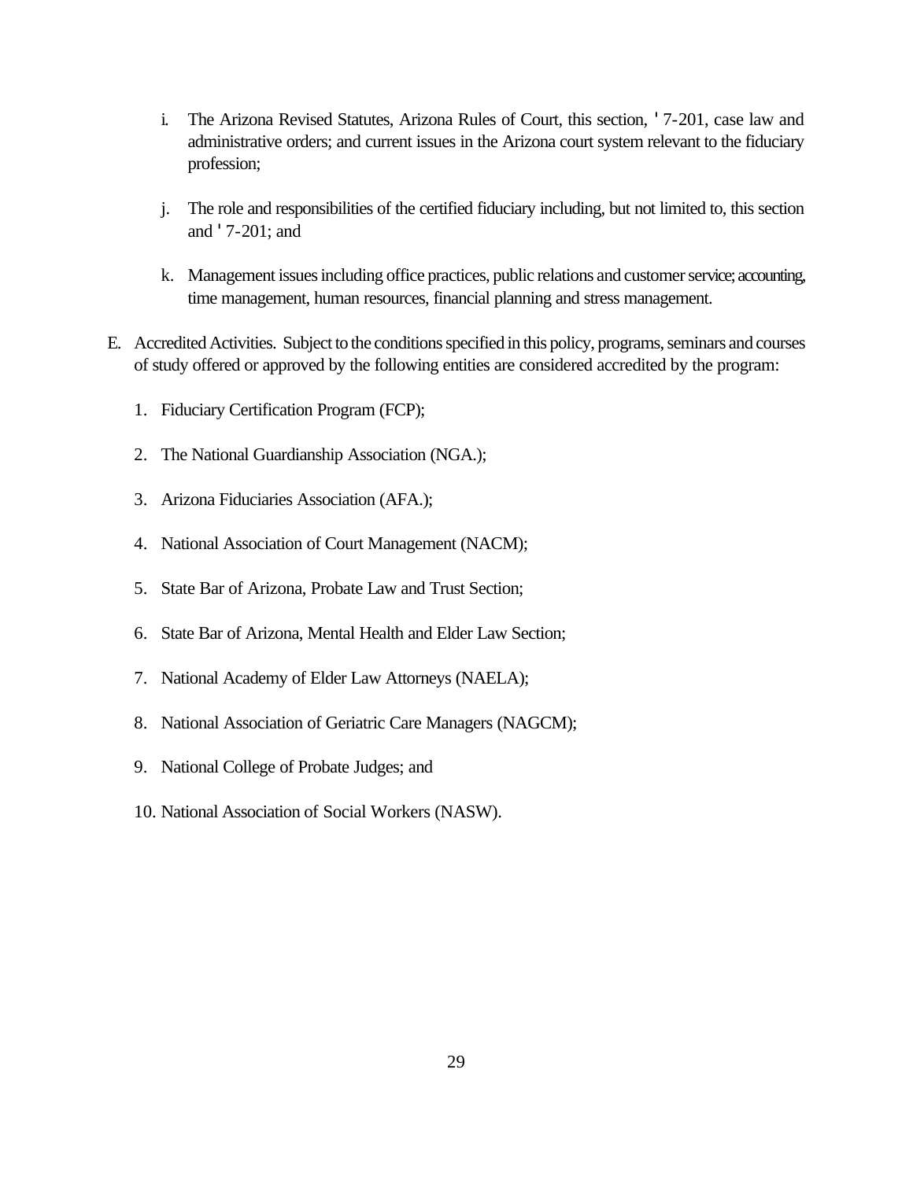i. The Arizona Revised Statutes, Arizona Rules of Court, this section, ' 7-201, case law and administrative orders; and current issues in the Arizona court system relevant to the fiduciary profession;

j. The role and responsibilities of the certified fiduciary including, but not limited to, this section and ' 7-201; and

k. Management issues including office practices, public relations and customer service; accounting, time management, human resources, financial planning and stress management.

E. Accredited Activities. Subject to the conditions specified in this policy, programs, seminars and courses of study offered or approved by the following entities are considered accredited by the program:

1. Fiduciary Certification Program (FCP);

2. The National Guardianship Association (NGA.);

3. Arizona Fiduciaries Association (AFA.);

4. National Association of Court Management (NACM);

5. State Bar of Arizona, Probate Law and Trust Section;

6. State Bar of Arizona, Mental Health and Elder Law Section;

7. National Academy of Elder Law Attorneys (NAELA);

8. National Association of Geriatric Care Managers (NAGCM);

9. National College of Probate Judges; and

10. National Association of Social Workers (NASW).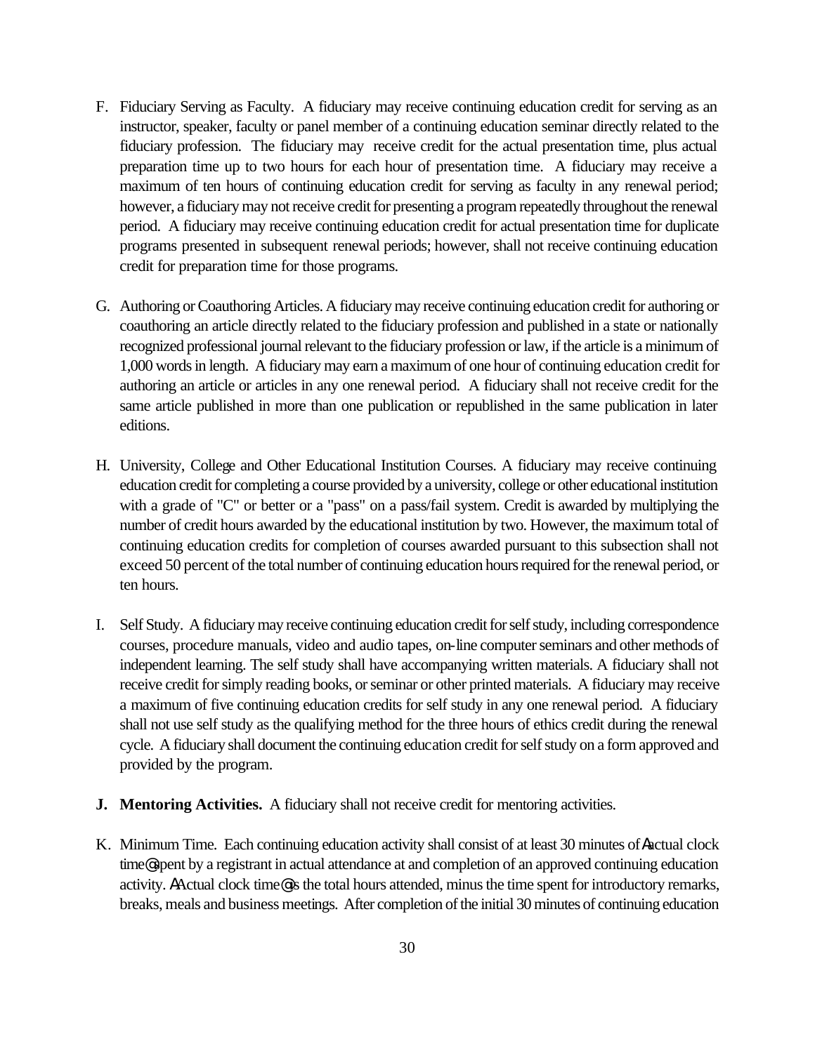F. Fiduciary Serving as Faculty. A fiduciary may receive continuing education credit for serving as an instructor, speaker, faculty or panel member of a continuing education seminar directly related to the fiduciary profession. The fiduciary may receive credit for the actual presentation time, plus actual preparation time up to two hours for each hour of presentation time. A fiduciary may receive a maximum of ten hours of continuing education credit for serving as faculty in any renewal period; however, a fiduciary may not receive credit for presenting a program repeatedly throughout the renewal period. A fiduciary may receive continuing education credit for actual presentation time for duplicate programs presented in subsequent renewal periods; however, shall not receive continuing education credit for preparation time for those programs.

G. Authoring or Coauthoring Articles. A fiduciary may receive continuing education credit for authoring or coauthoring an article directly related to the fiduciary profession and published in a state or nationally recognized professional journal relevant to the fiduciary profession or law, if the article is a minimum of 1,000 words in length. A fiduciary may earn a maximum of one hour of continuing education credit for authoring an article or articles in any one renewal period. A fiduciary shall not receive credit for the same article published in more than one publication or republished in the same publication in later editions.

H. University, College and Other Educational Institution Courses. A fiduciary may receive continuing education credit for completing a course provided by a university, college or other educational institution with a grade of "C" or better or a "pass" on a pass/fail system. Credit is awarded by multiplying the number of credit hours awarded by the educational institution by two. However, the maximum total of continuing education credits for completion of courses awarded pursuant to this subsection shall not exceed 50 percent of the total number of continuing education hours required for the renewal period, or ten hours.

I. Self Study. A fiduciary may receive continuing education credit for self study, including correspondence courses, procedure manuals, video and audio tapes, on-line computer seminars and other methods of independent learning. The self study shall have accompanying written materials. A fiduciary shall not receive credit for simply reading books, or seminar or other printed materials. A fiduciary may receive a maximum of five continuing education credits for self study in any one renewal period. A fiduciary shall not use self study as the qualifying method for the three hours of ethics credit during the renewal cycle. A fiduciary shall document the continuing education credit for self study on a form approved and provided by the program.

**J. Mentoring Activities.** A fiduciary shall not receive credit for mentoring activities.

K. Minimum Time. Each continuing education activity shall consist of at least 30 minutes of Aactual clock time@ spent by a registrant in actual attendance at and completion of an approved continuing education activity. AActual clock time@ is the total hours attended, minus the time spent for introductory remarks, breaks, meals and business meetings. After completion of the initial 30 minutes of continuing education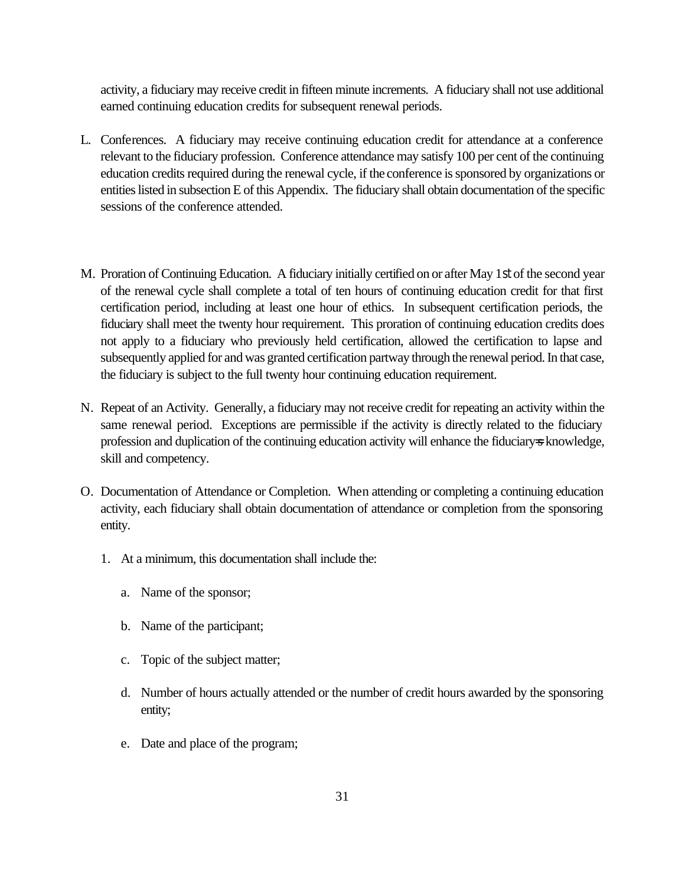activity, a fiduciary may receive credit in fifteen minute increments. A fiduciary shall not use additional earned continuing education credits for subsequent renewal periods.

L. Conferences. A fiduciary may receive continuing education credit for attendance at a conference relevant to the fiduciary profession. Conference attendance may satisfy 100 per cent of the continuing education credits required during the renewal cycle, if the conference is sponsored by organizations or entities listed in subsection E of this Appendix. The fiduciary shall obtain documentation of the specific sessions of the conference attended.

M. Proration of Continuing Education. A fiduciary initially certified on or after May 1st of the second year of the renewal cycle shall complete a total of ten hours of continuing education credit for that first certification period, including at least one hour of ethics. In subsequent certification periods, the fiduciary shall meet the twenty hour requirement. This proration of continuing education credits does not apply to a fiduciary who previously held certification, allowed the certification to lapse and subsequently applied for and was granted certification partway through the renewal period. In that case, the fiduciary is subject to the full twenty hour continuing education requirement.

N. Repeat of an Activity. Generally, a fiduciary may not receive credit for repeating an activity within the same renewal period. Exceptions are permissible if the activity is directly related to the fiduciary profession and duplication of the continuing education activity will enhance the fiduciary=s knowledge, skill and competency.

O. Documentation of Attendance or Completion. When attending or completing a continuing education activity, each fiduciary shall obtain documentation of attendance or completion from the sponsoring entity.

   1. At a minimum, this documentation shall include the:

      a. Name of the sponsor;

      b. Name of the participant;

      c. Topic of the subject matter;

      d. Number of hours actually attended or the number of credit hours awarded by the sponsoring entity;

      e. Date and place of the program;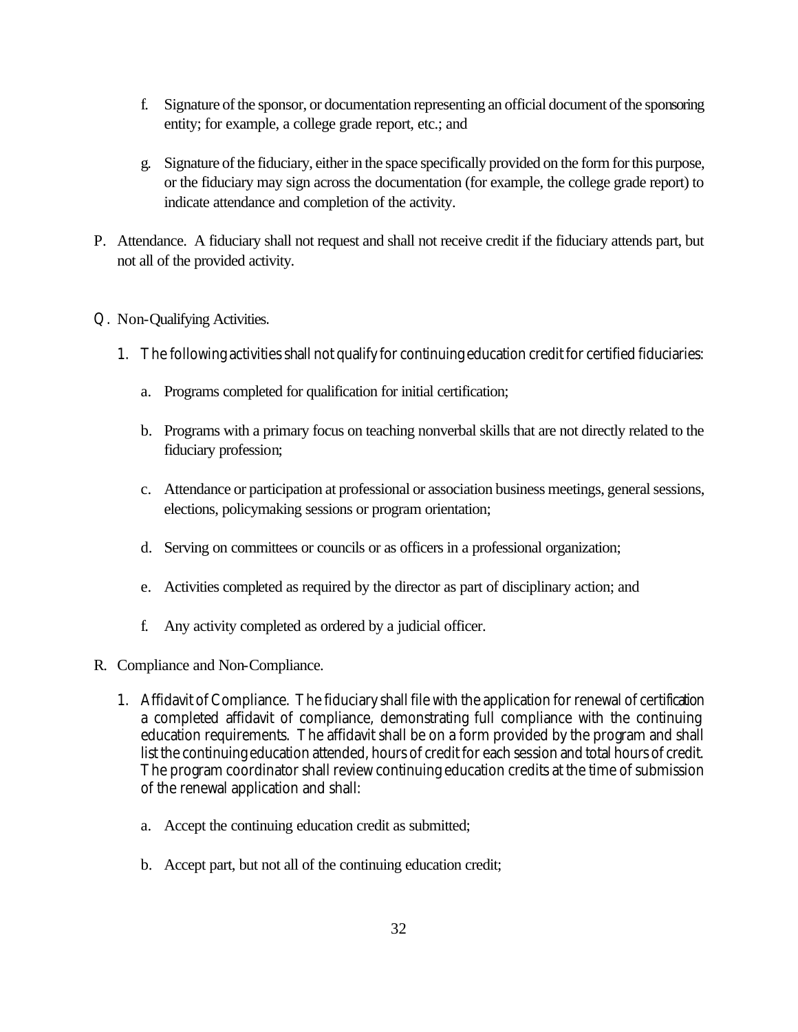f. Signature of the sponsor, or documentation representing an official document of the sponsoring entity; for example, a college grade report, etc.; and

g. Signature of the fiduciary, either in the space specifically provided on the form for this purpose, or the fiduciary may sign across the documentation (for example, the college grade report) to indicate attendance and completion of the activity.

P. Attendance. A fiduciary shall not request and shall not receive credit if the fiduciary attends part, but not all of the provided activity.

Q. Non-Qualifying Activities.

1. The following activities shall not qualify for continuing education credit for certified fiduciaries:

   a. Programs completed for qualification for initial certification;

   b. Programs with a primary focus on teaching nonverbal skills that are not directly related to the fiduciary profession;

   c. Attendance or participation at professional or association business meetings, general sessions, elections, policymaking sessions or program orientation;

   d. Serving on committees or councils or as officers in a professional organization;

   e. Activities completed as required by the director as part of disciplinary action; and

   f. Any activity completed as ordered by a judicial officer.

R. Compliance and Non-Compliance.

1. Affidavit of Compliance. The fiduciary shall file with the application for renewal of certification a completed affidavit of compliance, demonstrating full compliance with the continuing education requirements. The affidavit shall be on a form provided by the program and shall list the continuing education attended, hours of credit for each session and total hours of credit. The program coordinator shall review continuing education credits at the time of submission of the renewal application and shall:

   a. Accept the continuing education credit as submitted;

   b. Accept part, but not all of the continuing education credit;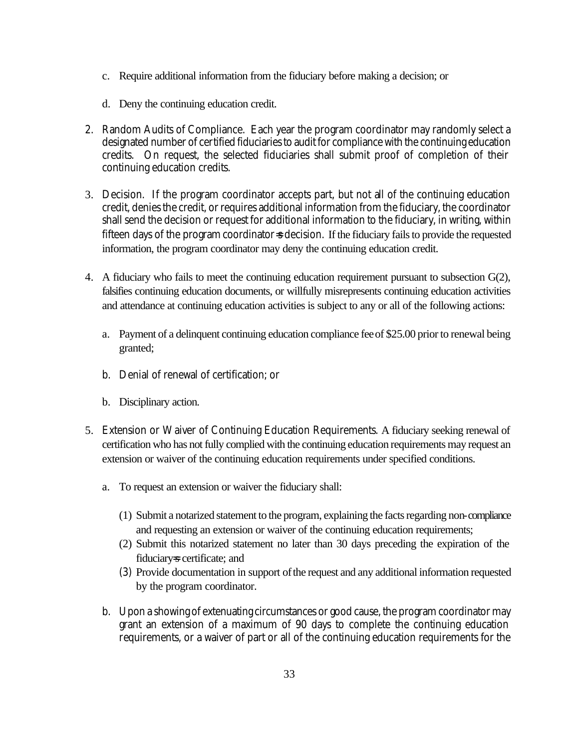c. Require additional information from the fiduciary before making a decision; or

d. Deny the continuing education credit.

2. Random Audits of Compliance. Each year the program coordinator may randomly select a designated number of certified fiduciaries to audit for compliance with the continuing education credits. On request, the selected fiduciaries shall submit proof of completion of their continuing education credits.

3. Decision. If the program coordinator accepts part, but not all of the continuing education credit, denies the credit, or requires additional information from the fiduciary, the coordinator shall send the decision or request for additional information to the fiduciary, in writing, within fifteen days of the program coordinator=s decision. If the fiduciary fails to provide the requested information, the program coordinator may deny the continuing education credit.

4. A fiduciary who fails to meet the continuing education requirement pursuant to subsection G(2), falsifies continuing education documents, or willfully misrepresents continuing education activities and attendance at continuing education activities is subject to any or all of the following actions:

   a. Payment of a delinquent continuing education compliance fee of $25.00 prior to renewal being granted;

   b. Denial of renewal of certification; or

   b. Disciplinary action.

5. Extension or Waiver of Continuing Education Requirements. A fiduciary seeking renewal of certification who has not fully complied with the continuing education requirements may request an extension or waiver of the continuing education requirements under specified conditions.

   a. To request an extension or waiver the fiduciary shall:

      (1) Submit a notarized statement to the program, explaining the facts regarding non-compliance and requesting an extension or waiver of the continuing education requirements;
      (2) Submit this notarized statement no later than 30 days preceding the expiration of the fiduciary=s certificate; and
      (3) Provide documentation in support of the request and any additional information requested by the program coordinator.

   b. Upon a showing of extenuating circumstances or good cause, the program coordinator may grant an extension of a maximum of 90 days to complete the continuing education requirements, or a waiver of part or all of the continuing education requirements for the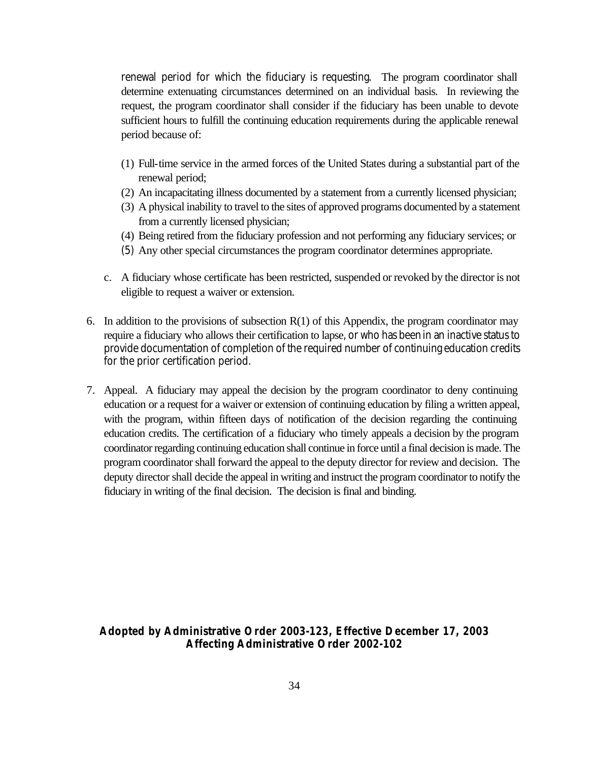renewal period for which the fiduciary is requesting. The program coordinator shall determine extenuating circumstances determined on an individual basis. In reviewing the request, the program coordinator shall consider if the fiduciary has been unable to devote sufficient hours to fulfill the continuing education requirements during the applicable renewal period because of:

(1) Full-time service in the armed forces of the United States during a substantial part of the renewal period;
(2) An incapacitating illness documented by a statement from a currently licensed physician;
(3) A physical inability to travel to the sites of approved programs documented by a statement from a currently licensed physician;
(4) Being retired from the fiduciary profession and not performing any fiduciary services; or
(5) Any other special circumstances the program coordinator determines appropriate.

c. A fiduciary whose certificate has been restricted, suspended or revoked by the director is not eligible to request a waiver or extension.

6. In addition to the provisions of subsection R(1) of this Appendix, the program coordinator may require a fiduciary who allows their certification to lapse, or who has been in an inactive status to provide documentation of completion of the required number of continuing education credits for the prior certification period.

7. Appeal. A fiduciary may appeal the decision by the program coordinator to deny continuing education or a request for a waiver or extension of continuing education by filing a written appeal, with the program, within fifteen days of notification of the decision regarding the continuing education credits. The certification of a fiduciary who timely appeals a decision by the program coordinator regarding continuing education shall continue in force until a final decision is made. The program coordinator shall forward the appeal to the deputy director for review and decision. The deputy director shall decide the appeal in writing and instruct the program coordinator to notify the fiduciary in writing of the final decision. The decision is final and binding.

**Adopted by Administrative Order 2003-123, Effective December 17, 2003**
**Affecting Administrative Order 2002-102**